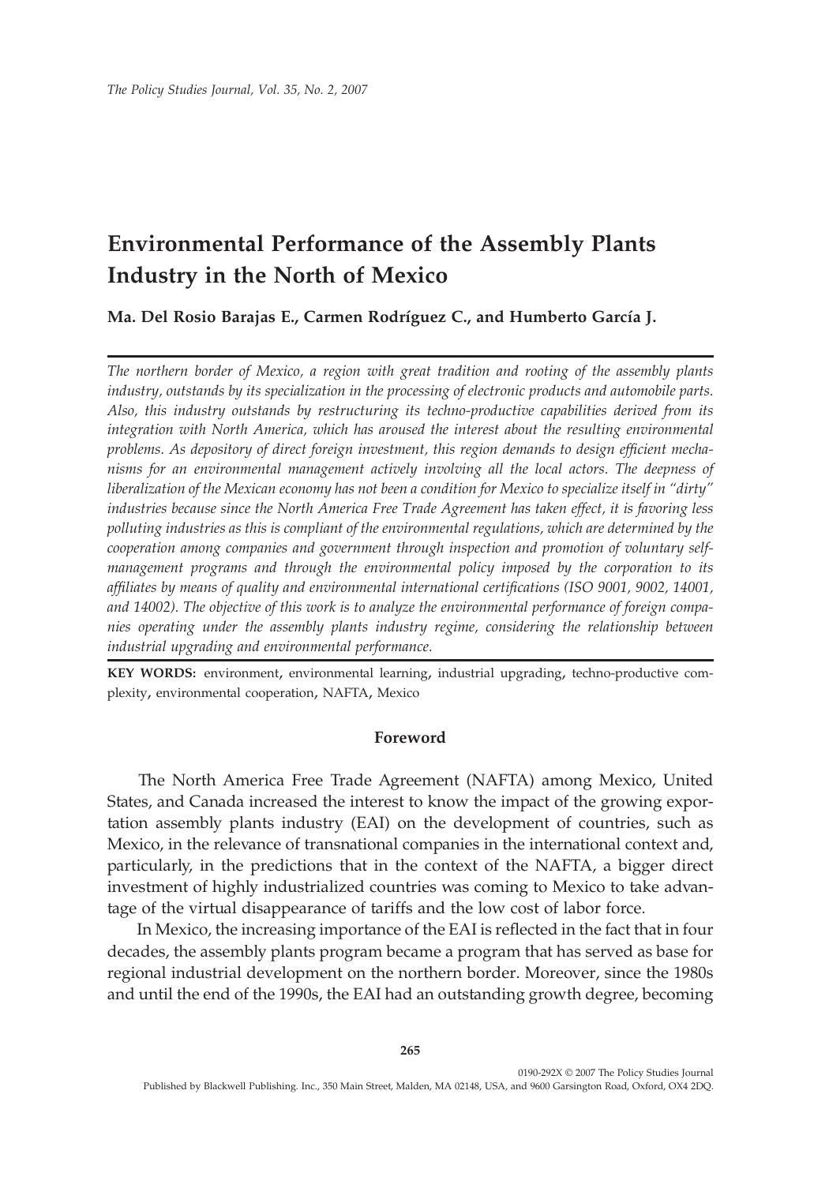# Environmental Performance of the Assembly Plants Industry in the North of Mexico

**Ma. Del Rosio Barajas E., Carmen Rodríguez C., and Humberto García J.**

*The northern border of Mexico, a region with great tradition and rooting of the assembly plants industry, outstands by its specialization in the processing of electronic products and automobile parts. Also, this industry outstands by restructuring its techno-productive capabilities derived from its integration with North America, which has aroused the interest about the resulting environmental problems. As depository of direct foreign investment, this region demands to design efficient mechanisms for an environmental management actively involving all the local actors. The deepness of liberalization of the Mexican economy has not been a condition for Mexico to specialize itself in "dirty" industries because since the North America Free Trade Agreement has taken effect, it is favoring less polluting industries as this is compliant of the environmental regulations, which are determined by the cooperation among companies and government through inspection and promotion of voluntary self-management programs and through the environmental policy imposed by the corporation to its affiliates by means of quality and environmental international certifications (ISO 9001, 9002, 14001, and 14002). The objective of this work is to analyze the environmental performance of foreign companies operating under the assembly plants industry regime, considering the relationship between industrial upgrading and environmental performance.*

**KEY WORDS:** environment, environmental learning, industrial upgrading, techno-productive complexity, environmental cooperation, NAFTA, Mexico

## Foreword

The North America Free Trade Agreement (NAFTA) among Mexico, United States, and Canada increased the interest to know the impact of the growing exportation assembly plants industry (EAI) on the development of countries, such as Mexico, in the relevance of transnational companies in the international context and, particularly, in the predictions that in the context of the NAFTA, a bigger direct investment of highly industrialized countries was coming to Mexico to take advantage of the virtual disappearance of tariffs and the low cost of labor force.

In Mexico, the increasing importance of the EAI is reflected in the fact that in four decades, the assembly plants program became a program that has served as base for regional industrial development on the northern border. Moreover, since the 1980s and until the end of the 1990s, the EAI had an outstanding growth degree, becoming

0190-292X © 2007 The Policy Studies Journal
Published by Blackwell Publishing. Inc., 350 Main Street, Malden, MA 02148, USA, and 9600 Garsington Road, Oxford, OX4 2DQ.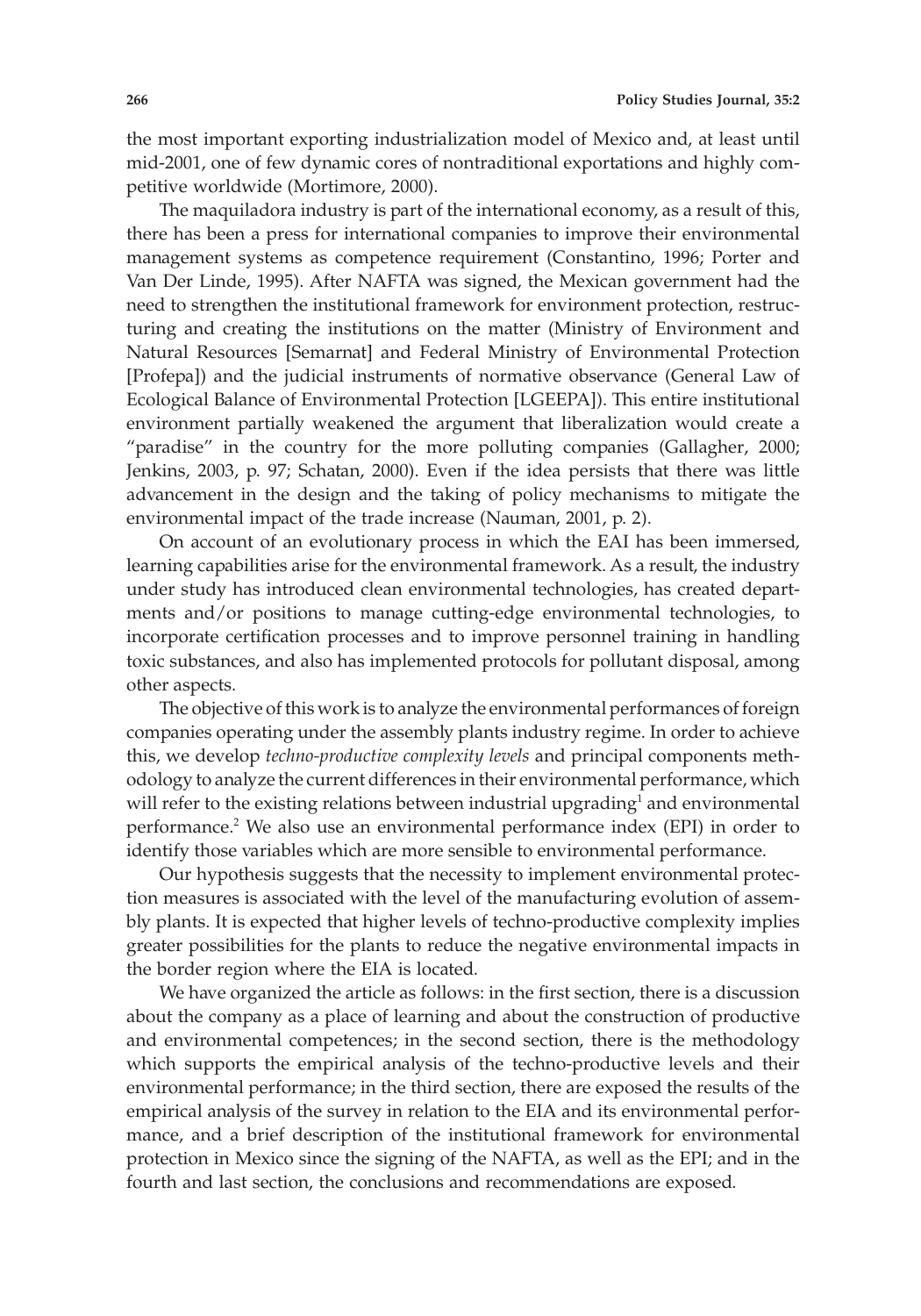the most important exporting industrialization model of Mexico and, at least until mid-2001, one of few dynamic cores of nontraditional exportations and highly competitive worldwide (Mortimore, 2000).

The maquiladora industry is part of the international economy, as a result of this, there has been a press for international companies to improve their environmental management systems as competence requirement (Constantino, 1996; Porter and Van Der Linde, 1995). After NAFTA was signed, the Mexican government had the need to strengthen the institutional framework for environment protection, restructuring and creating the institutions on the matter (Ministry of Environment and Natural Resources [Semarnat] and Federal Ministry of Environmental Protection [Profepa]) and the judicial instruments of normative observance (General Law of Ecological Balance of Environmental Protection [LGEEPA]). This entire institutional environment partially weakened the argument that liberalization would create a "paradise" in the country for the more polluting companies (Gallagher, 2000; Jenkins, 2003, p. 97; Schatan, 2000). Even if the idea persists that there was little advancement in the design and the taking of policy mechanisms to mitigate the environmental impact of the trade increase (Nauman, 2001, p. 2).

On account of an evolutionary process in which the EAI has been immersed, learning capabilities arise for the environmental framework. As a result, the industry under study has introduced clean environmental technologies, has created departments and/or positions to manage cutting-edge environmental technologies, to incorporate certification processes and to improve personnel training in handling toxic substances, and also has implemented protocols for pollutant disposal, among other aspects.

The objective of this work is to analyze the environmental performances of foreign companies operating under the assembly plants industry regime. In order to achieve this, we develop *techno-productive complexity levels* and principal components methodology to analyze the current differences in their environmental performance, which will refer to the existing relations between industrial upgrading[1] and environmental performance.[2] We also use an environmental performance index (EPI) in order to identify those variables which are more sensible to environmental performance.

Our hypothesis suggests that the necessity to implement environmental protection measures is associated with the level of the manufacturing evolution of assembly plants. It is expected that higher levels of techno-productive complexity implies greater possibilities for the plants to reduce the negative environmental impacts in the border region where the EIA is located.

We have organized the article as follows: in the first section, there is a discussion about the company as a place of learning and about the construction of productive and environmental competences; in the second section, there is the methodology which supports the empirical analysis of the techno-productive levels and their environmental performance; in the third section, there are exposed the results of the empirical analysis of the survey in relation to the EIA and its environmental performance, and a brief description of the institutional framework for environmental protection in Mexico since the signing of the NAFTA, as well as the EPI; and in the fourth and last section, the conclusions and recommendations are exposed.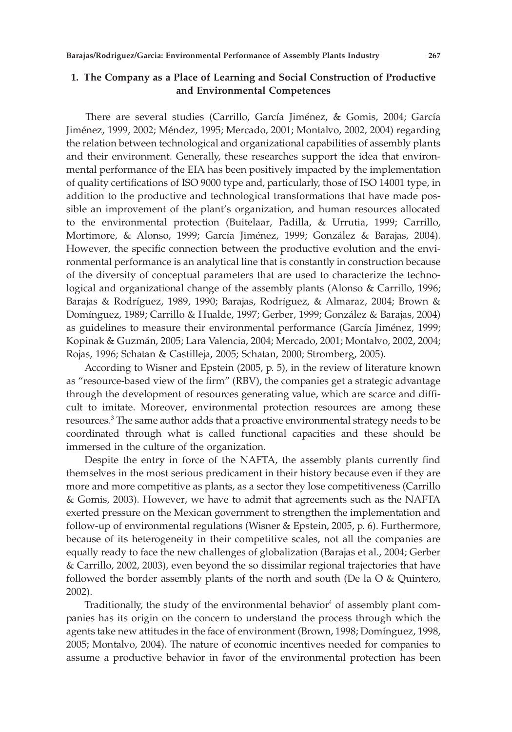## 1. The Company as a Place of Learning and Social Construction of Productive and Environmental Competences

There are several studies (Carrillo, García Jiménez, & Gomis, 2004; García Jiménez, 1999, 2002; Méndez, 1995; Mercado, 2001; Montalvo, 2002, 2004) regarding the relation between technological and organizational capabilities of assembly plants and their environment. Generally, these researches support the idea that environmental performance of the EIA has been positively impacted by the implementation of quality certifications of ISO 9000 type and, particularly, those of ISO 14001 type, in addition to the productive and technological transformations that have made possible an improvement of the plant's organization, and human resources allocated to the environmental protection (Buitelaar, Padilla, & Urrutia, 1999; Carrillo, Mortimore, & Alonso, 1999; García Jiménez, 1999; González & Barajas, 2004). However, the specific connection between the productive evolution and the environmental performance is an analytical line that is constantly in construction because of the diversity of conceptual parameters that are used to characterize the technological and organizational change of the assembly plants (Alonso & Carrillo, 1996; Barajas & Rodríguez, 1989, 1990; Barajas, Rodríguez, & Almaraz, 2004; Brown & Domínguez, 1989; Carrillo & Hualde, 1997; Gerber, 1999; González & Barajas, 2004) as guidelines to measure their environmental performance (García Jiménez, 1999; Kopinak & Guzmán, 2005; Lara Valencia, 2004; Mercado, 2001; Montalvo, 2002, 2004; Rojas, 1996; Schatan & Castilleja, 2005; Schatan, 2000; Stromberg, 2005).

According to Wisner and Epstein (2005, p. 5), in the review of literature known as "resource-based view of the firm" (RBV), the companies get a strategic advantage through the development of resources generating value, which are scarce and difficult to imitate. Moreover, environmental protection resources are among these resources.[3] The same author adds that a proactive environmental strategy needs to be coordinated through what is called functional capacities and these should be immersed in the culture of the organization.

Despite the entry in force of the NAFTA, the assembly plants currently find themselves in the most serious predicament in their history because even if they are more and more competitive as plants, as a sector they lose competitiveness (Carrillo & Gomis, 2003). However, we have to admit that agreements such as the NAFTA exerted pressure on the Mexican government to strengthen the implementation and follow-up of environmental regulations (Wisner & Epstein, 2005, p. 6). Furthermore, because of its heterogeneity in their competitive scales, not all the companies are equally ready to face the new challenges of globalization (Barajas et al., 2004; Gerber & Carrillo, 2002, 2003), even beyond the so dissimilar regional trajectories that have followed the border assembly plants of the north and south (De la O & Quintero, 2002).

Traditionally, the study of the environmental behavior[4] of assembly plant companies has its origin on the concern to understand the process through which the agents take new attitudes in the face of environment (Brown, 1998; Domínguez, 1998, 2005; Montalvo, 2004). The nature of economic incentives needed for companies to assume a productive behavior in favor of the environmental protection has been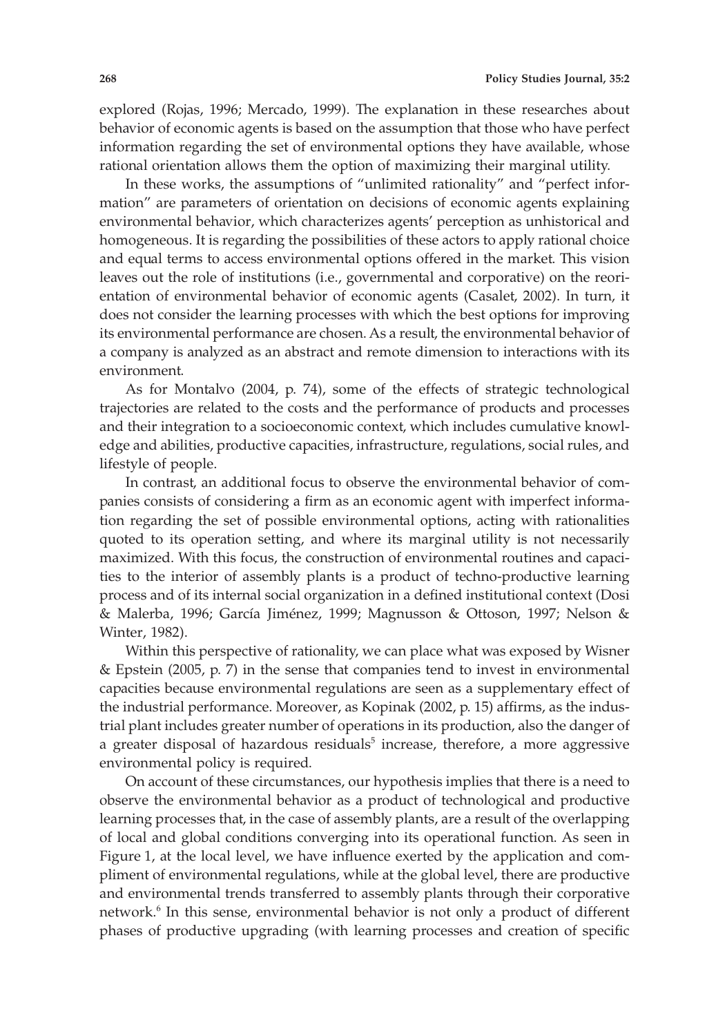explored (Rojas, 1996; Mercado, 1999). The explanation in these researches about behavior of economic agents is based on the assumption that those who have perfect information regarding the set of environmental options they have available, whose rational orientation allows them the option of maximizing their marginal utility.

In these works, the assumptions of "unlimited rationality" and "perfect information" are parameters of orientation on decisions of economic agents explaining environmental behavior, which characterizes agents' perception as unhistorical and homogeneous. It is regarding the possibilities of these actors to apply rational choice and equal terms to access environmental options offered in the market. This vision leaves out the role of institutions (i.e., governmental and corporative) on the reorientation of environmental behavior of economic agents (Casalet, 2002). In turn, it does not consider the learning processes with which the best options for improving its environmental performance are chosen. As a result, the environmental behavior of a company is analyzed as an abstract and remote dimension to interactions with its environment.

As for Montalvo (2004, p. 74), some of the effects of strategic technological trajectories are related to the costs and the performance of products and processes and their integration to a socioeconomic context, which includes cumulative knowledge and abilities, productive capacities, infrastructure, regulations, social rules, and lifestyle of people.

In contrast, an additional focus to observe the environmental behavior of companies consists of considering a firm as an economic agent with imperfect information regarding the set of possible environmental options, acting with rationalities quoted to its operation setting, and where its marginal utility is not necessarily maximized. With this focus, the construction of environmental routines and capacities to the interior of assembly plants is a product of techno-productive learning process and of its internal social organization in a defined institutional context (Dosi & Malerba, 1996; García Jiménez, 1999; Magnusson & Ottoson, 1997; Nelson & Winter, 1982).

Within this perspective of rationality, we can place what was exposed by Wisner & Epstein (2005, p. 7) in the sense that companies tend to invest in environmental capacities because environmental regulations are seen as a supplementary effect of the industrial performance. Moreover, as Kopinak (2002, p. 15) affirms, as the industrial plant includes greater number of operations in its production, also the danger of a greater disposal of hazardous residuals[5] increase, therefore, a more aggressive environmental policy is required.

On account of these circumstances, our hypothesis implies that there is a need to observe the environmental behavior as a product of technological and productive learning processes that, in the case of assembly plants, are a result of the overlapping of local and global conditions converging into its operational function. As seen in Figure 1, at the local level, we have influence exerted by the application and compliment of environmental regulations, while at the global level, there are productive and environmental trends transferred to assembly plants through their corporative network.[6] In this sense, environmental behavior is not only a product of different phases of productive upgrading (with learning processes and creation of specific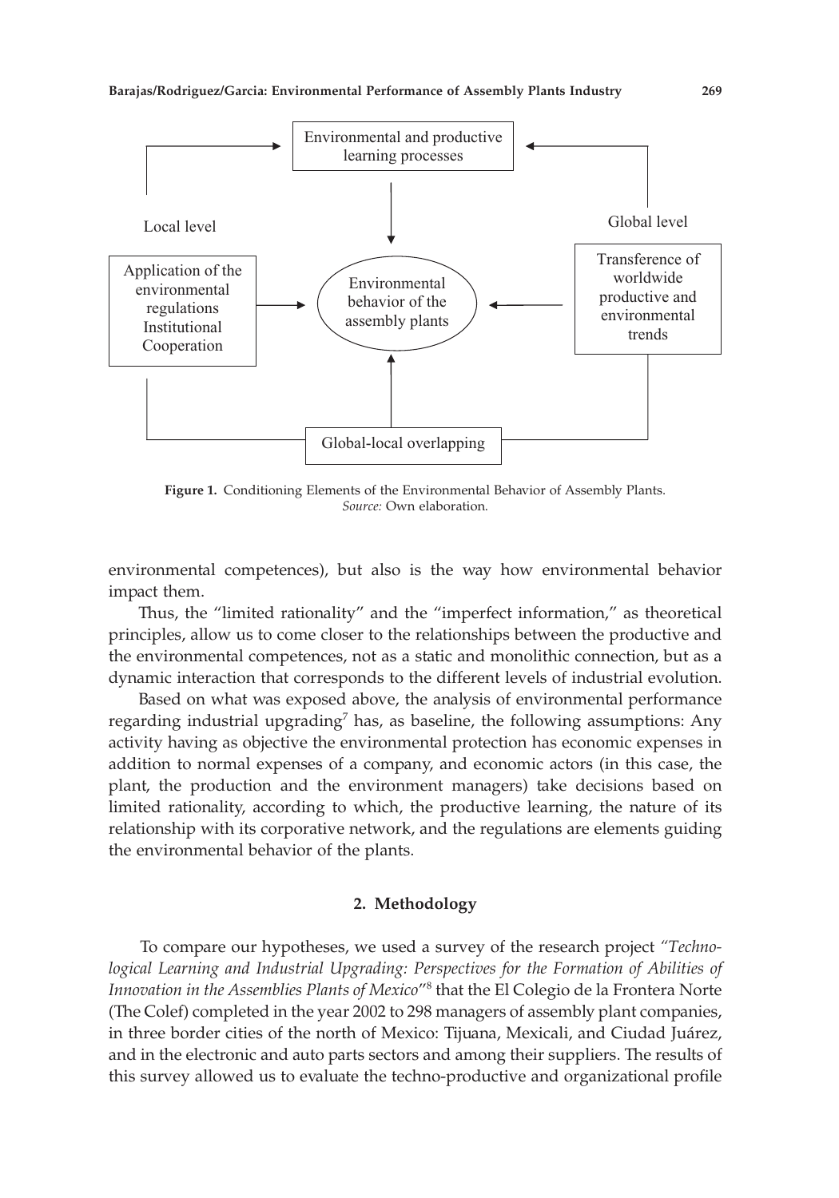Environmental and productive learning processes

Local level

Global level

Application of the environmental regulations Institutional Cooperation

Environmental behavior of the assembly plants

Transference of worldwide productive and environmental trends

Global-local overlapping

**Figure 1.** Conditioning Elements of the Environmental Behavior of Assembly Plants. *Source:* Own elaboration.

environmental competences), but also is the way how environmental behavior impact them.

Thus, the "limited rationality" and the "imperfect information," as theoretical principles, allow us to come closer to the relationships between the productive and the environmental competences, not as a static and monolithic connection, but as a dynamic interaction that corresponds to the different levels of industrial evolution.

Based on what was exposed above, the analysis of environmental performance regarding industrial upgrading[7] has, as baseline, the following assumptions: Any activity having as objective the environmental protection has economic expenses in addition to normal expenses of a company, and economic actors (in this case, the plant, the production and the environment managers) take decisions based on limited rationality, according to which, the productive learning, the nature of its relationship with its corporative network, and the regulations are elements guiding the environmental behavior of the plants.

## 2. Methodology

To compare our hypotheses, we used a survey of the research project *"Technological Learning and Industrial Upgrading: Perspectives for the Formation of Abilities of Innovation in the Assemblies Plants of Mexico"*[8] that the El Colegio de la Frontera Norte (The Colef) completed in the year 2002 to 298 managers of assembly plant companies, in three border cities of the north of Mexico: Tijuana, Mexicali, and Ciudad Juárez, and in the electronic and auto parts sectors and among their suppliers. The results of this survey allowed us to evaluate the techno-productive and organizational profile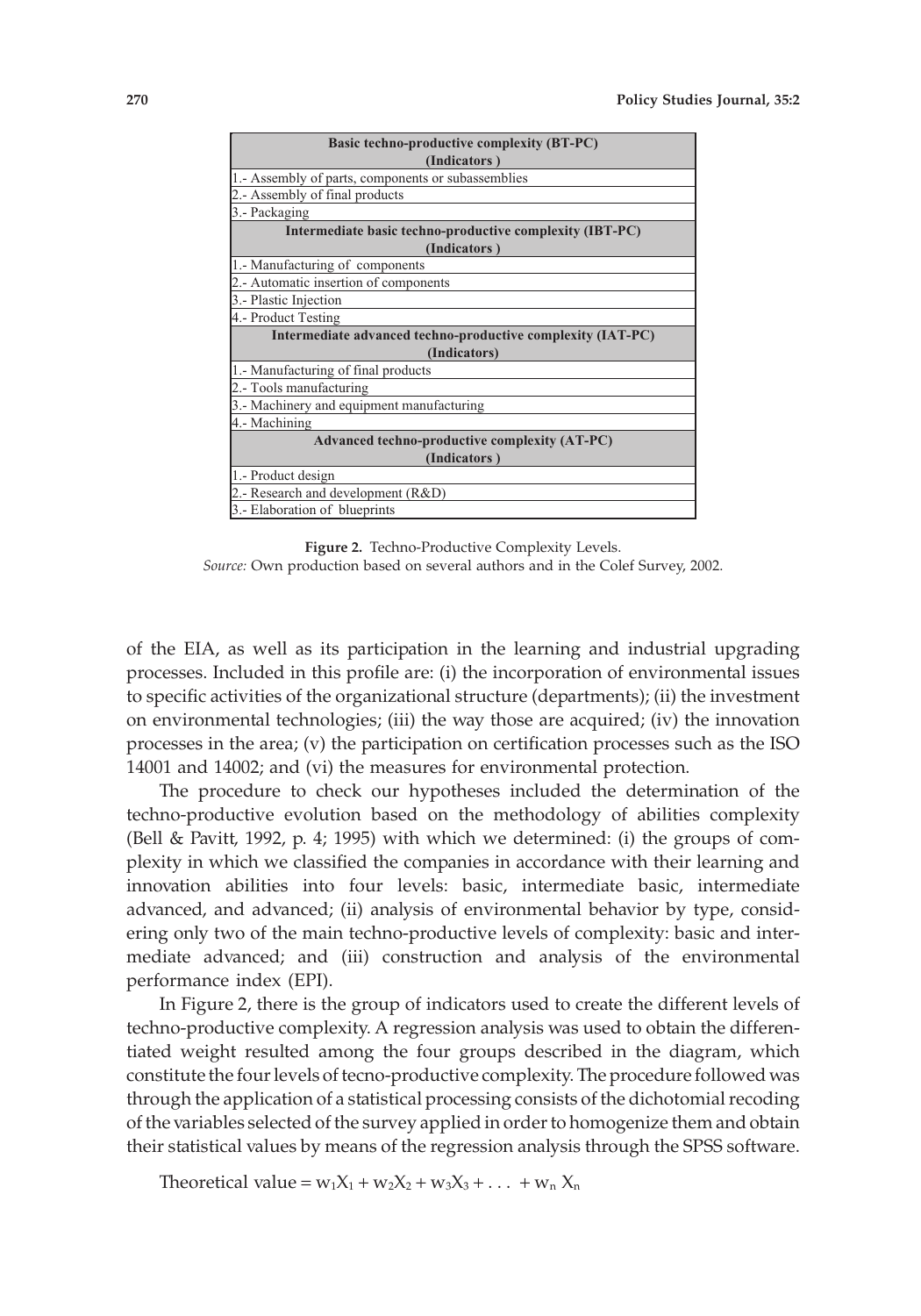| Basic techno-productive complexity (BT-PC) (Indicators ) |
|---|
| 1.- Assembly of parts, components or subassemblies |
| 2.- Assembly of final products |
| 3.- Packaging |
| **Intermediate basic techno-productive complexity (IBT-PC) (Indicators )** |
| 1.- Manufacturing of components |
| 2.- Automatic insertion of components |
| 3.- Plastic Injection |
| 4.- Product Testing |
| **Intermediate advanced techno-productive complexity (IAT-PC) (Indicators)** |
| 1.- Manufacturing of final products |
| 2.- Tools manufacturing |
| 3.- Machinery and equipment manufacturing |
| 4.- Machining |
| **Advanced techno-productive complexity (AT-PC) (Indicators )** |
| 1.- Product design |
| 2.- Research and development (R&D) |
| 3.- Elaboration of blueprints |

**Figure 2.** Techno-Productive Complexity Levels.
*Source:* Own production based on several authors and in the Colef Survey, 2002.

of the EIA, as well as its participation in the learning and industrial upgrading processes. Included in this profile are: (i) the incorporation of environmental issues to specific activities of the organizational structure (departments); (ii) the investment on environmental technologies; (iii) the way those are acquired; (iv) the innovation processes in the area; (v) the participation on certification processes such as the ISO 14001 and 14002; and (vi) the measures for environmental protection.

The procedure to check our hypotheses included the determination of the techno-productive evolution based on the methodology of abilities complexity (Bell & Pavitt, 1992, p. 4; 1995) with which we determined: (i) the groups of complexity in which we classified the companies in accordance with their learning and innovation abilities into four levels: basic, intermediate basic, intermediate advanced, and advanced; (ii) analysis of environmental behavior by type, considering only two of the main techno-productive levels of complexity: basic and intermediate advanced; and (iii) construction and analysis of the environmental performance index (EPI).

In Figure 2, there is the group of indicators used to create the different levels of techno-productive complexity. A regression analysis was used to obtain the differentiated weight resulted among the four groups described in the diagram, which constitute the four levels of tecno-productive complexity. The procedure followed was through the application of a statistical processing consists of the dichotomial recoding of the variables selected of the survey applied in order to homogenize them and obtain their statistical values by means of the regression analysis through the SPSS software.

$$\text{Theoretical value} = w_1X_1 + w_2X_2 + w_3X_3 + \ldots + w_n X_n$$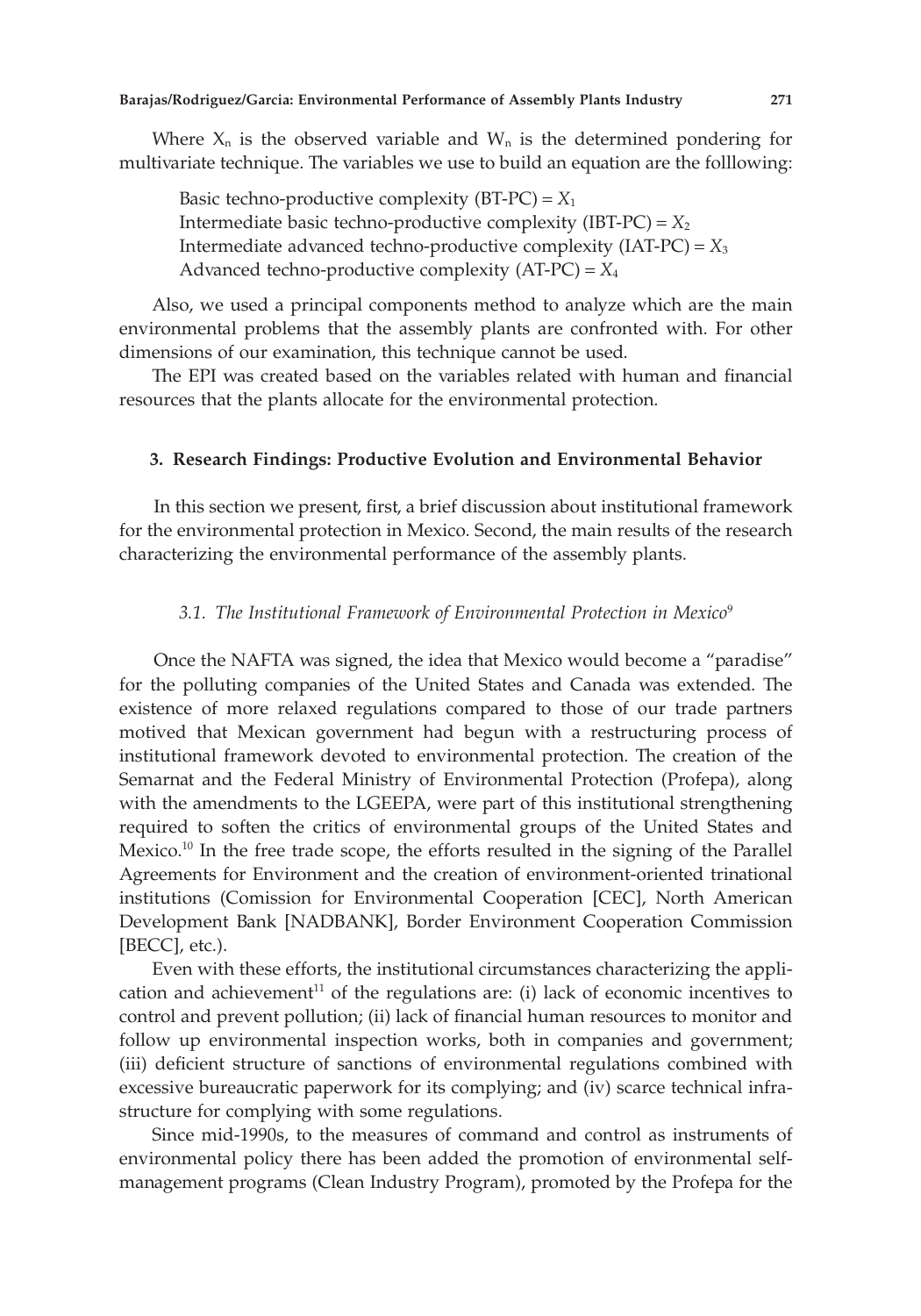Where $X_n$ is the observed variable and $W_n$ is the determined pondering for multivariate technique. The variables we use to build an equation are the folllowing:

Basic techno-productive complexity (BT-PC) = $X_1$
Intermediate basic techno-productive complexity (IBT-PC) = $X_2$
Intermediate advanced techno-productive complexity (IAT-PC) = $X_3$
Advanced techno-productive complexity (AT-PC) = $X_4$

Also, we used a principal components method to analyze which are the main environmental problems that the assembly plants are confronted with. For other dimensions of our examination, this technique cannot be used.

The EPI was created based on the variables related with human and financial resources that the plants allocate for the environmental protection.

## 3. Research Findings: Productive Evolution and Environmental Behavior

In this section we present, first, a brief discussion about institutional framework for the environmental protection in Mexico. Second, the main results of the research characterizing the environmental performance of the assembly plants.

### *3.1. The Institutional Framework of Environmental Protection in Mexico*[9]

Once the NAFTA was signed, the idea that Mexico would become a "paradise" for the polluting companies of the United States and Canada was extended. The existence of more relaxed regulations compared to those of our trade partners motived that Mexican government had begun with a restructuring process of institutional framework devoted to environmental protection. The creation of the Semarnat and the Federal Ministry of Environmental Protection (Profepa), along with the amendments to the LGEEPA, were part of this institutional strengthening required to soften the critics of environmental groups of the United States and Mexico.[10] In the free trade scope, the efforts resulted in the signing of the Parallel Agreements for Environment and the creation of environment-oriented trinational institutions (Comission for Environmental Cooperation [CEC], North American Development Bank [NADBANK], Border Environment Cooperation Commission [BECC], etc.).

Even with these efforts, the institutional circumstances characterizing the application and achievement[11] of the regulations are: (i) lack of economic incentives to control and prevent pollution; (ii) lack of financial human resources to monitor and follow up environmental inspection works, both in companies and government; (iii) deficient structure of sanctions of environmental regulations combined with excessive bureaucratic paperwork for its complying; and (iv) scarce technical infrastructure for complying with some regulations.

Since mid-1990s, to the measures of command and control as instruments of environmental policy there has been added the promotion of environmental self-management programs (Clean Industry Program), promoted by the Profepa for the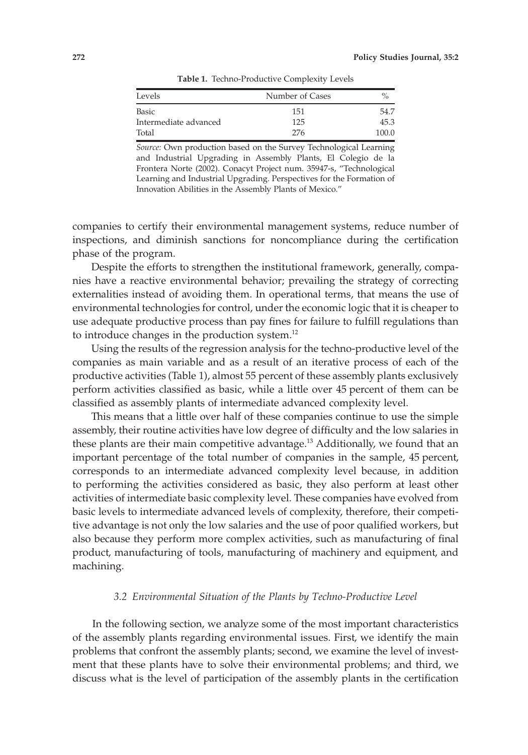**Table 1.** Techno-Productive Complexity Levels

| Levels | Number of Cases | % |
|---|---|---|
| Basic | 151 | 54.7 |
| Intermediate advanced | 125 | 45.3 |
| Total | 276 | 100.0 |

*Source:* Own production based on the Survey Technological Learning and Industrial Upgrading in Assembly Plants, El Colegio de la Frontera Norte (2002). Conacyt Project num. 35947-s, "Technological Learning and Industrial Upgrading. Perspectives for the Formation of Innovation Abilities in the Assembly Plants of Mexico."

companies to certify their environmental management systems, reduce number of inspections, and diminish sanctions for noncompliance during the certification phase of the program.

Despite the efforts to strengthen the institutional framework, generally, companies have a reactive environmental behavior; prevailing the strategy of correcting externalities instead of avoiding them. In operational terms, that means the use of environmental technologies for control, under the economic logic that it is cheaper to use adequate productive process than pay fines for failure to fulfill regulations than to introduce changes in the production system.[12]

Using the results of the regression analysis for the techno-productive level of the companies as main variable and as a result of an iterative process of each of the productive activities (Table 1), almost 55 percent of these assembly plants exclusively perform activities classified as basic, while a little over 45 percent of them can be classified as assembly plants of intermediate advanced complexity level.

This means that a little over half of these companies continue to use the simple assembly, their routine activities have low degree of difficulty and the low salaries in these plants are their main competitive advantage.[13] Additionally, we found that an important percentage of the total number of companies in the sample, 45 percent, corresponds to an intermediate advanced complexity level because, in addition to performing the activities considered as basic, they also perform at least other activities of intermediate basic complexity level. These companies have evolved from basic levels to intermediate advanced levels of complexity, therefore, their competitive advantage is not only the low salaries and the use of poor qualified workers, but also because they perform more complex activities, such as manufacturing of final product, manufacturing of tools, manufacturing of machinery and equipment, and machining.

### *3.2 Environmental Situation of the Plants by Techno-Productive Level*

In the following section, we analyze some of the most important characteristics of the assembly plants regarding environmental issues. First, we identify the main problems that confront the assembly plants; second, we examine the level of investment that these plants have to solve their environmental problems; and third, we discuss what is the level of participation of the assembly plants in the certification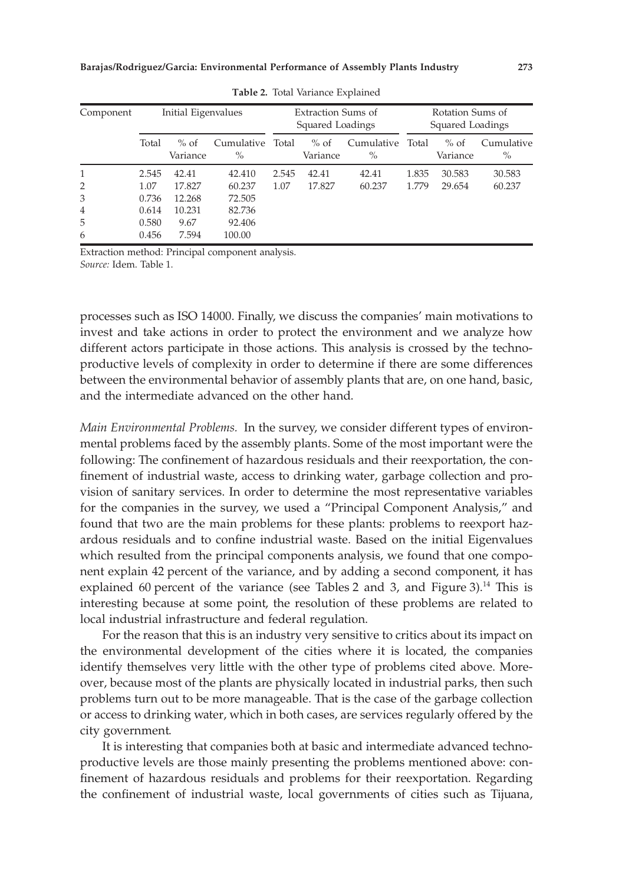**Table 2.** Total Variance Explained

| Component | Initial Eigenvalues | | | Extraction Sums of Squared Loadings | | | Rotation Sums of Squared Loadings | | |
|---|---|---|---|---|---|---|---|---|---|
| | Total | % of Variance | Cumulative % | Total | % of Variance | Cumulative % | Total | % of Variance | Cumulative % |
| 1 | 2.545 | 42.41 | 42.410 | 2.545 | 42.41 | 42.41 | 1.835 | 30.583 | 30.583 |
| 2 | 1.07 | 17.827 | 60.237 | 1.07 | 17.827 | 60.237 | 1.779 | 29.654 | 60.237 |
| 3 | 0.736 | 12.268 | 72.505 | | | | | | |
| 4 | 0.614 | 10.231 | 82.736 | | | | | | |
| 5 | 0.580 | 9.67 | 92.406 | | | | | | |
| 6 | 0.456 | 7.594 | 100.00 | | | | | | |

Extraction method: Principal component analysis.
*Source:* Idem. Table 1.

processes such as ISO 14000. Finally, we discuss the companies' main motivations to invest and take actions in order to protect the environment and we analyze how different actors participate in those actions. This analysis is crossed by the techno-productive levels of complexity in order to determine if there are some differences between the environmental behavior of assembly plants that are, on one hand, basic, and the intermediate advanced on the other hand.

*Main Environmental Problems.* In the survey, we consider different types of environmental problems faced by the assembly plants. Some of the most important were the following: The confinement of hazardous residuals and their reexportation, the confinement of industrial waste, access to drinking water, garbage collection and provision of sanitary services. In order to determine the most representative variables for the companies in the survey, we used a "Principal Component Analysis," and found that two are the main problems for these plants: problems to reexport hazardous residuals and to confine industrial waste. Based on the initial Eigenvalues which resulted from the principal components analysis, we found that one component explain 42 percent of the variance, and by adding a second component, it has explained 60 percent of the variance (see Tables 2 and 3, and Figure 3).[14] This is interesting because at some point, the resolution of these problems are related to local industrial infrastructure and federal regulation.

For the reason that this is an industry very sensitive to critics about its impact on the environmental development of the cities where it is located, the companies identify themselves very little with the other type of problems cited above. Moreover, because most of the plants are physically located in industrial parks, then such problems turn out to be more manageable. That is the case of the garbage collection or access to drinking water, which in both cases, are services regularly offered by the city government.

It is interesting that companies both at basic and intermediate advanced techno-productive levels are those mainly presenting the problems mentioned above: confinement of hazardous residuals and problems for their reexportation. Regarding the confinement of industrial waste, local governments of cities such as Tijuana,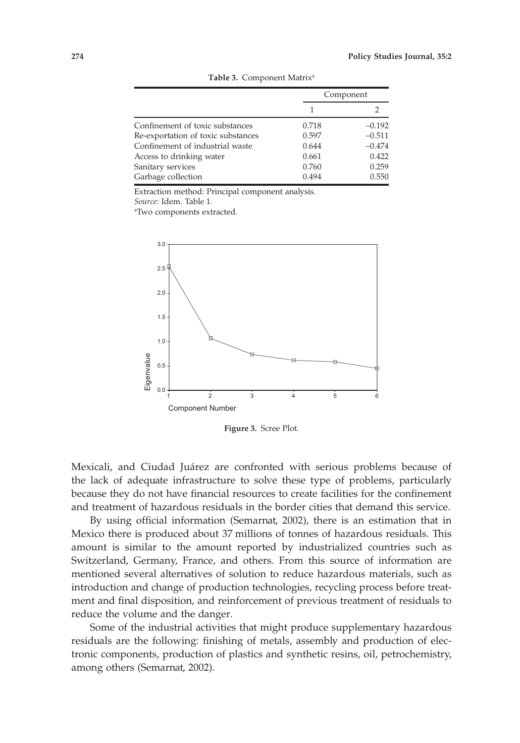**Table 3.** Component Matrix[a]

| | Component | |
|---|---|---|
| | 1 | 2 |
| Confinement of toxic substances | 0.718 | −0.192 |
| Re-exportation of toxic substances | 0.597 | −0.511 |
| Confinement of industrial waste | 0.644 | −0.474 |
| Access to drinking water | 0.661 | 0.422 |
| Sanitary services | 0.760 | 0.259 |
| Garbage collection | 0.494 | 0.550 |

Extraction method: Principal component analysis.
*Source:* Idem. Table 1.
[a]Two components extracted.

**Figure 3.** Scree Plot.

Mexicali, and Ciudad Juárez are confronted with serious problems because of the lack of adequate infrastructure to solve these type of problems, particularly because they do not have financial resources to create facilities for the confinement and treatment of hazardous residuals in the border cities that demand this service.

By using official information (Semarnat, 2002), there is an estimation that in Mexico there is produced about 37 millions of tonnes of hazardous residuals. This amount is similar to the amount reported by industrialized countries such as Switzerland, Germany, France, and others. From this source of information are mentioned several alternatives of solution to reduce hazardous materials, such as introduction and change of production technologies, recycling process before treatment and final disposition, and reinforcement of previous treatment of residuals to reduce the volume and the danger.

Some of the industrial activities that might produce supplementary hazardous residuals are the following: finishing of metals, assembly and production of electronic components, production of plastics and synthetic resins, oil, petrochemistry, among others (Semarnat, 2002).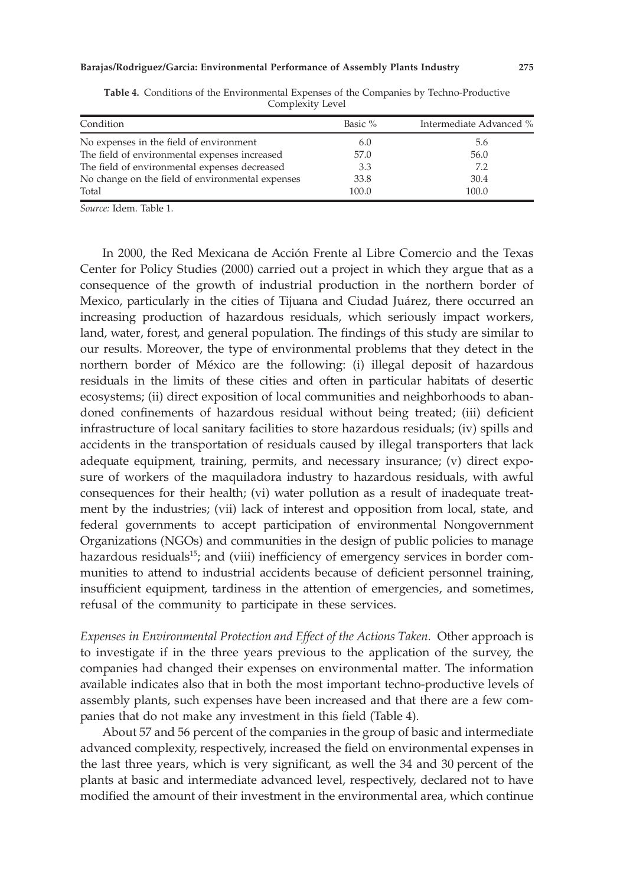**Table 4.** Conditions of the Environmental Expenses of the Companies by Techno-Productive Complexity Level

| Condition | Basic % | Intermediate Advanced % |
|---|---|---|
| No expenses in the field of environment | 6.0 | 5.6 |
| The field of environmental expenses increased | 57.0 | 56.0 |
| The field of environmental expenses decreased | 3.3 | 7.2 |
| No change on the field of environmental expenses | 33.8 | 30.4 |
| Total | 100.0 | 100.0 |

*Source:* Idem. Table 1.

In 2000, the Red Mexicana de Acción Frente al Libre Comercio and the Texas Center for Policy Studies (2000) carried out a project in which they argue that as a consequence of the growth of industrial production in the northern border of Mexico, particularly in the cities of Tijuana and Ciudad Juárez, there occurred an increasing production of hazardous residuals, which seriously impact workers, land, water, forest, and general population. The findings of this study are similar to our results. Moreover, the type of environmental problems that they detect in the northern border of México are the following: (i) illegal deposit of hazardous residuals in the limits of these cities and often in particular habitats of desertic ecosystems; (ii) direct exposition of local communities and neighborhoods to abandoned confinements of hazardous residual without being treated; (iii) deficient infrastructure of local sanitary facilities to store hazardous residuals; (iv) spills and accidents in the transportation of residuals caused by illegal transporters that lack adequate equipment, training, permits, and necessary insurance; (v) direct exposure of workers of the maquiladora industry to hazardous residuals, with awful consequences for their health; (vi) water pollution as a result of inadequate treatment by the industries; (vii) lack of interest and opposition from local, state, and federal governments to accept participation of environmental Nongovernment Organizations (NGOs) and communities in the design of public policies to manage hazardous residuals[15]; and (viii) inefficiency of emergency services in border communities to attend to industrial accidents because of deficient personnel training, insufficient equipment, tardiness in the attention of emergencies, and sometimes, refusal of the community to participate in these services.

*Expenses in Environmental Protection and Effect of the Actions Taken.* Other approach is to investigate if in the three years previous to the application of the survey, the companies had changed their expenses on environmental matter. The information available indicates also that in both the most important techno-productive levels of assembly plants, such expenses have been increased and that there are a few companies that do not make any investment in this field (Table 4).

About 57 and 56 percent of the companies in the group of basic and intermediate advanced complexity, respectively, increased the field on environmental expenses in the last three years, which is very significant, as well the 34 and 30 percent of the plants at basic and intermediate advanced level, respectively, declared not to have modified the amount of their investment in the environmental area, which continue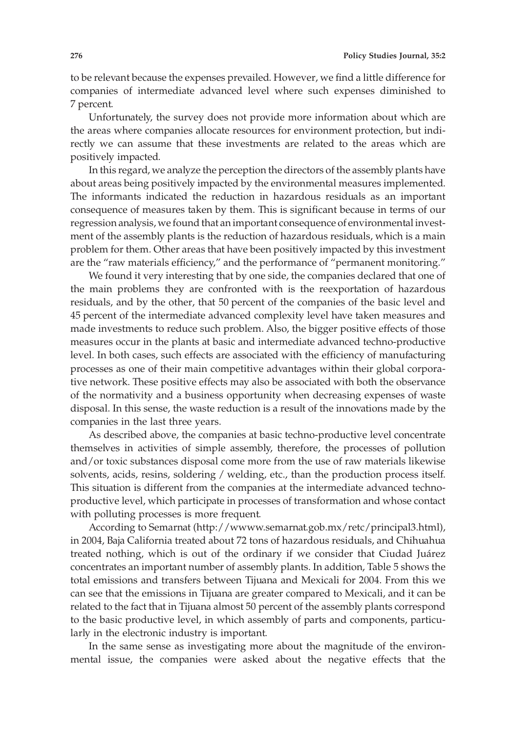to be relevant because the expenses prevailed. However, we find a little difference for companies of intermediate advanced level where such expenses diminished to 7 percent.

Unfortunately, the survey does not provide more information about which are the areas where companies allocate resources for environment protection, but indirectly we can assume that these investments are related to the areas which are positively impacted.

In this regard, we analyze the perception the directors of the assembly plants have about areas being positively impacted by the environmental measures implemented. The informants indicated the reduction in hazardous residuals as an important consequence of measures taken by them. This is significant because in terms of our regression analysis, we found that an important consequence of environmental investment of the assembly plants is the reduction of hazardous residuals, which is a main problem for them. Other areas that have been positively impacted by this investment are the "raw materials efficiency," and the performance of "permanent monitoring."

We found it very interesting that by one side, the companies declared that one of the main problems they are confronted with is the reexportation of hazardous residuals, and by the other, that 50 percent of the companies of the basic level and 45 percent of the intermediate advanced complexity level have taken measures and made investments to reduce such problem. Also, the bigger positive effects of those measures occur in the plants at basic and intermediate advanced techno-productive level. In both cases, such effects are associated with the efficiency of manufacturing processes as one of their main competitive advantages within their global corporative network. These positive effects may also be associated with both the observance of the normativity and a business opportunity when decreasing expenses of waste disposal. In this sense, the waste reduction is a result of the innovations made by the companies in the last three years.

As described above, the companies at basic techno-productive level concentrate themselves in activities of simple assembly, therefore, the processes of pollution and/or toxic substances disposal come more from the use of raw materials likewise solvents, acids, resins, soldering / welding, etc., than the production process itself. This situation is different from the companies at the intermediate advanced techno-productive level, which participate in processes of transformation and whose contact with polluting processes is more frequent.

According to Semarnat (http://wwww.semarnat.gob.mx/retc/principal3.html), in 2004, Baja California treated about 72 tons of hazardous residuals, and Chihuahua treated nothing, which is out of the ordinary if we consider that Ciudad Juárez concentrates an important number of assembly plants. In addition, Table 5 shows the total emissions and transfers between Tijuana and Mexicali for 2004. From this we can see that the emissions in Tijuana are greater compared to Mexicali, and it can be related to the fact that in Tijuana almost 50 percent of the assembly plants correspond to the basic productive level, in which assembly of parts and components, particularly in the electronic industry is important.

In the same sense as investigating more about the magnitude of the environmental issue, the companies were asked about the negative effects that the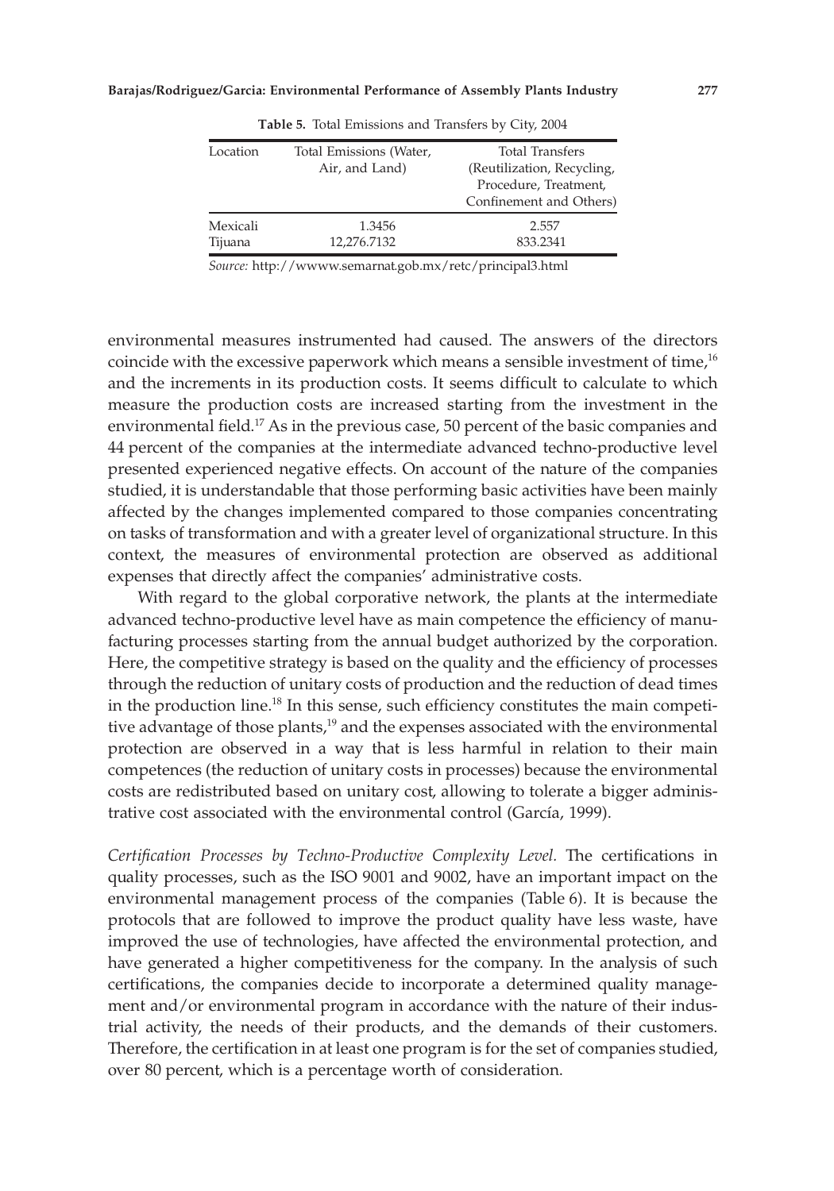**Table 5.** Total Emissions and Transfers by City, 2004

| Location | Total Emissions (Water, Air, and Land) | Total Transfers (Reutilization, Recycling, Procedure, Treatment, Confinement and Others) |
|---|---|---|
| Mexicali | 1.3456 | 2.557 |
| Tijuana | 12,276.7132 | 833.2341 |

*Source:* http://wwww.semarnat.gob.mx/retc/principal3.html

environmental measures instrumented had caused. The answers of the directors coincide with the excessive paperwork which means a sensible investment of time,[16] and the increments in its production costs. It seems difficult to calculate to which measure the production costs are increased starting from the investment in the environmental field.[17] As in the previous case, 50 percent of the basic companies and 44 percent of the companies at the intermediate advanced techno-productive level presented experienced negative effects. On account of the nature of the companies studied, it is understandable that those performing basic activities have been mainly affected by the changes implemented compared to those companies concentrating on tasks of transformation and with a greater level of organizational structure. In this context, the measures of environmental protection are observed as additional expenses that directly affect the companies' administrative costs.

With regard to the global corporative network, the plants at the intermediate advanced techno-productive level have as main competence the efficiency of manufacturing processes starting from the annual budget authorized by the corporation. Here, the competitive strategy is based on the quality and the efficiency of processes through the reduction of unitary costs of production and the reduction of dead times in the production line.[18] In this sense, such efficiency constitutes the main competitive advantage of those plants,[19] and the expenses associated with the environmental protection are observed in a way that is less harmful in relation to their main competences (the reduction of unitary costs in processes) because the environmental costs are redistributed based on unitary cost, allowing to tolerate a bigger administrative cost associated with the environmental control (García, 1999).

*Certification Processes by Techno-Productive Complexity Level.* The certifications in quality processes, such as the ISO 9001 and 9002, have an important impact on the environmental management process of the companies (Table 6). It is because the protocols that are followed to improve the product quality have less waste, have improved the use of technologies, have affected the environmental protection, and have generated a higher competitiveness for the company. In the analysis of such certifications, the companies decide to incorporate a determined quality management and/or environmental program in accordance with the nature of their industrial activity, the needs of their products, and the demands of their customers. Therefore, the certification in at least one program is for the set of companies studied, over 80 percent, which is a percentage worth of consideration.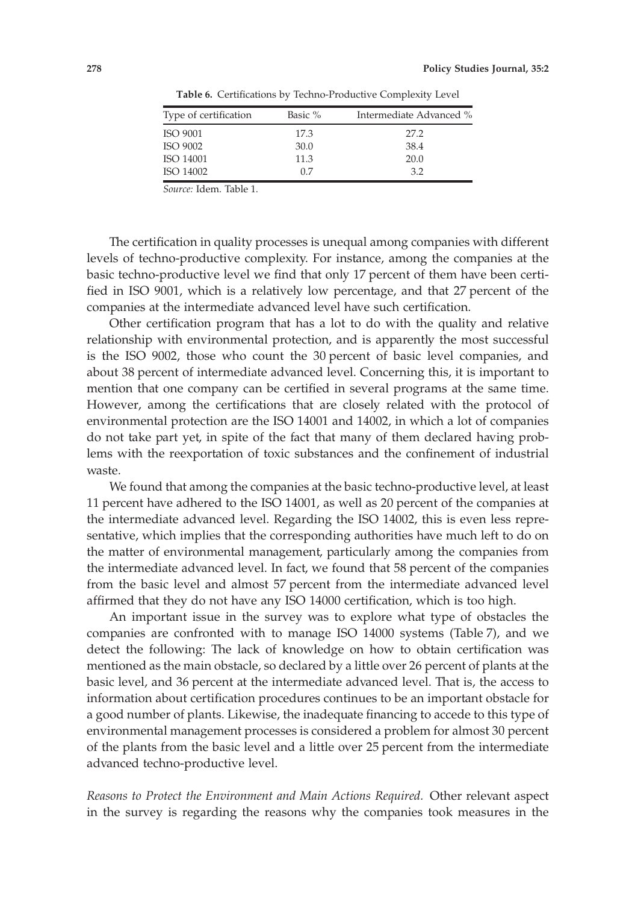**Table 6.** Certifications by Techno-Productive Complexity Level

| Type of certification | Basic % | Intermediate Advanced % |
|---|---|---|
| ISO 9001 | 17.3 | 27.2 |
| ISO 9002 | 30.0 | 38.4 |
| ISO 14001 | 11.3 | 20.0 |
| ISO 14002 | 0.7 | 3.2 |

*Source:* Idem. Table 1.

The certification in quality processes is unequal among companies with different levels of techno-productive complexity. For instance, among the companies at the basic techno-productive level we find that only 17 percent of them have been certified in ISO 9001, which is a relatively low percentage, and that 27 percent of the companies at the intermediate advanced level have such certification.

Other certification program that has a lot to do with the quality and relative relationship with environmental protection, and is apparently the most successful is the ISO 9002, those who count the 30 percent of basic level companies, and about 38 percent of intermediate advanced level. Concerning this, it is important to mention that one company can be certified in several programs at the same time. However, among the certifications that are closely related with the protocol of environmental protection are the ISO 14001 and 14002, in which a lot of companies do not take part yet, in spite of the fact that many of them declared having problems with the reexportation of toxic substances and the confinement of industrial waste.

We found that among the companies at the basic techno-productive level, at least 11 percent have adhered to the ISO 14001, as well as 20 percent of the companies at the intermediate advanced level. Regarding the ISO 14002, this is even less representative, which implies that the corresponding authorities have much left to do on the matter of environmental management, particularly among the companies from the intermediate advanced level. In fact, we found that 58 percent of the companies from the basic level and almost 57 percent from the intermediate advanced level affirmed that they do not have any ISO 14000 certification, which is too high.

An important issue in the survey was to explore what type of obstacles the companies are confronted with to manage ISO 14000 systems (Table 7), and we detect the following: The lack of knowledge on how to obtain certification was mentioned as the main obstacle, so declared by a little over 26 percent of plants at the basic level, and 36 percent at the intermediate advanced level. That is, the access to information about certification procedures continues to be an important obstacle for a good number of plants. Likewise, the inadequate financing to accede to this type of environmental management processes is considered a problem for almost 30 percent of the plants from the basic level and a little over 25 percent from the intermediate advanced techno-productive level.

*Reasons to Protect the Environment and Main Actions Required.* Other relevant aspect in the survey is regarding the reasons why the companies took measures in the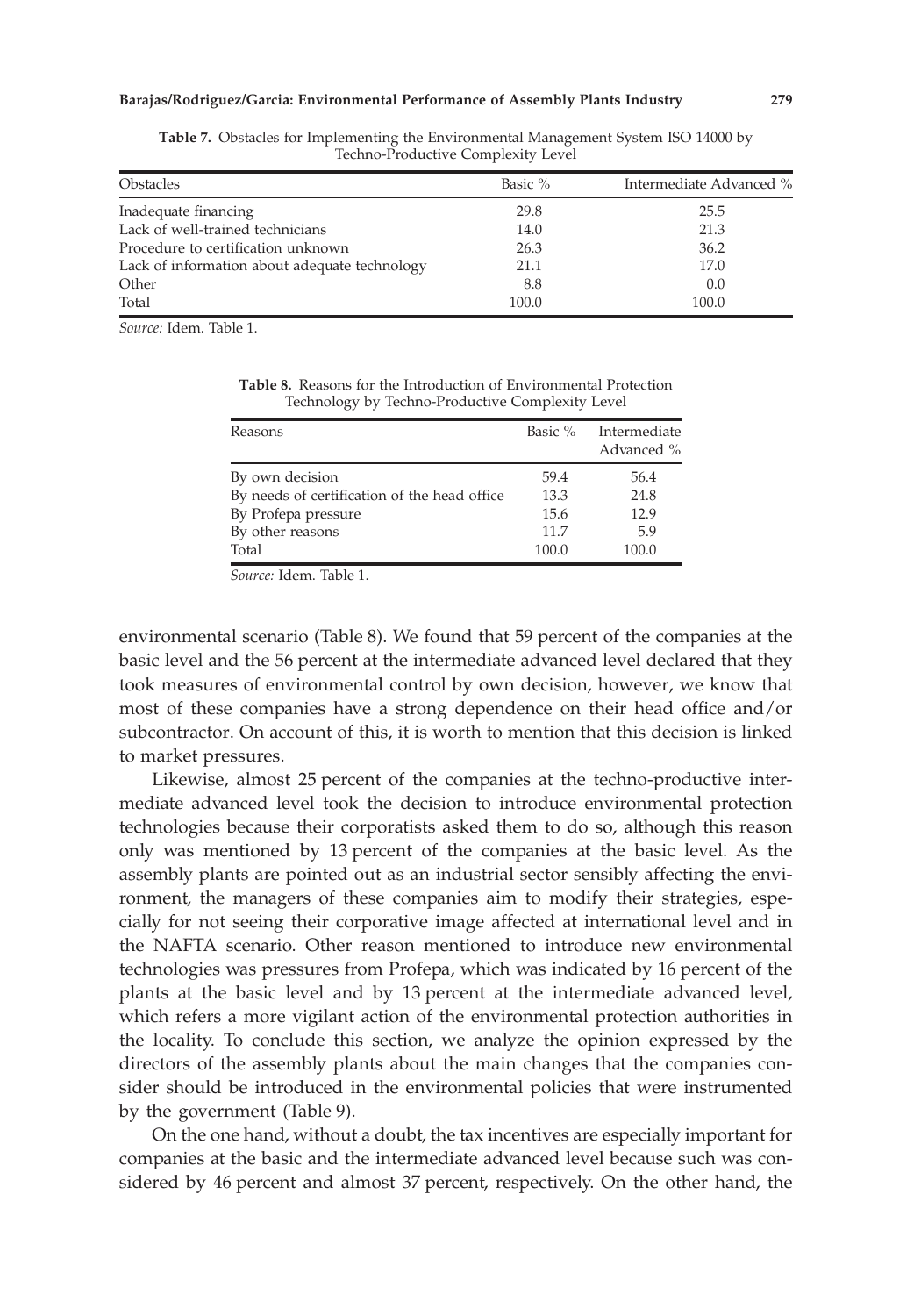**Table 7.** Obstacles for Implementing the Environmental Management System ISO 14000 by Techno-Productive Complexity Level

| Obstacles | Basic % | Intermediate Advanced % |
|---|---|---|
| Inadequate financing | 29.8 | 25.5 |
| Lack of well-trained technicians | 14.0 | 21.3 |
| Procedure to certification unknown | 26.3 | 36.2 |
| Lack of information about adequate technology | 21.1 | 17.0 |
| Other | 8.8 | 0.0 |
| Total | 100.0 | 100.0 |

*Source:* Idem. Table 1.

**Table 8.** Reasons for the Introduction of Environmental Protection Technology by Techno-Productive Complexity Level

| Reasons | Basic % | Intermediate Advanced % |
|---|---|---|
| By own decision | 59.4 | 56.4 |
| By needs of certification of the head office | 13.3 | 24.8 |
| By Profepa pressure | 15.6 | 12.9 |
| By other reasons | 11.7 | 5.9 |
| Total | 100.0 | 100.0 |

*Source:* Idem. Table 1.

environmental scenario (Table 8). We found that 59 percent of the companies at the basic level and the 56 percent at the intermediate advanced level declared that they took measures of environmental control by own decision, however, we know that most of these companies have a strong dependence on their head office and/or subcontractor. On account of this, it is worth to mention that this decision is linked to market pressures.

Likewise, almost 25 percent of the companies at the techno-productive intermediate advanced level took the decision to introduce environmental protection technologies because their corporatists asked them to do so, although this reason only was mentioned by 13 percent of the companies at the basic level. As the assembly plants are pointed out as an industrial sector sensibly affecting the environment, the managers of these companies aim to modify their strategies, especially for not seeing their corporative image affected at international level and in the NAFTA scenario. Other reason mentioned to introduce new environmental technologies was pressures from Profepa, which was indicated by 16 percent of the plants at the basic level and by 13 percent at the intermediate advanced level, which refers a more vigilant action of the environmental protection authorities in the locality. To conclude this section, we analyze the opinion expressed by the directors of the assembly plants about the main changes that the companies consider should be introduced in the environmental policies that were instrumented by the government (Table 9).

On the one hand, without a doubt, the tax incentives are especially important for companies at the basic and the intermediate advanced level because such was considered by 46 percent and almost 37 percent, respectively. On the other hand, the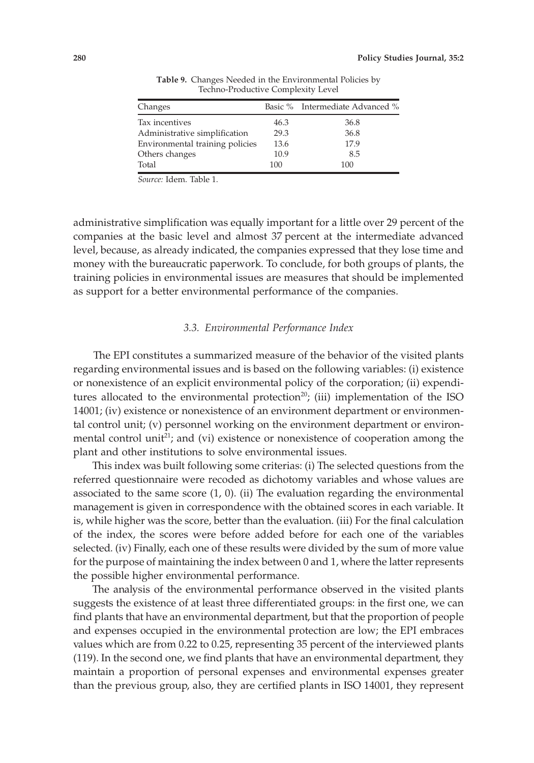**Table 9.** Changes Needed in the Environmental Policies by Techno-Productive Complexity Level

| Changes | Basic % | Intermediate Advanced % |
|---|---|---|
| Tax incentives | 46.3 | 36.8 |
| Administrative simplification | 29.3 | 36.8 |
| Environmental training policies | 13.6 | 17.9 |
| Others changes | 10.9 | 8.5 |
| Total | 100 | 100 |

*Source:* Idem. Table 1.

administrative simplification was equally important for a little over 29 percent of the companies at the basic level and almost 37 percent at the intermediate advanced level, because, as already indicated, the companies expressed that they lose time and money with the bureaucratic paperwork. To conclude, for both groups of plants, the training policies in environmental issues are measures that should be implemented as support for a better environmental performance of the companies.

### *3.3. Environmental Performance Index*

The EPI constitutes a summarized measure of the behavior of the visited plants regarding environmental issues and is based on the following variables: (i) existence or nonexistence of an explicit environmental policy of the corporation; (ii) expenditures allocated to the environmental protection[20]; (iii) implementation of the ISO 14001; (iv) existence or nonexistence of an environment department or environmental control unit; (v) personnel working on the environment department or environmental control unit[21]; and (vi) existence or nonexistence of cooperation among the plant and other institutions to solve environmental issues.

This index was built following some criterias: (i) The selected questions from the referred questionnaire were recoded as dichotomy variables and whose values are associated to the same score (1, 0). (ii) The evaluation regarding the environmental management is given in correspondence with the obtained scores in each variable. It is, while higher was the score, better than the evaluation. (iii) For the final calculation of the index, the scores were before added before for each one of the variables selected. (iv) Finally, each one of these results were divided by the sum of more value for the purpose of maintaining the index between 0 and 1, where the latter represents the possible higher environmental performance.

The analysis of the environmental performance observed in the visited plants suggests the existence of at least three differentiated groups: in the first one, we can find plants that have an environmental department, but that the proportion of people and expenses occupied in the environmental protection are low; the EPI embraces values which are from 0.22 to 0.25, representing 35 percent of the interviewed plants (119). In the second one, we find plants that have an environmental department, they maintain a proportion of personal expenses and environmental expenses greater than the previous group, also, they are certified plants in ISO 14001, they represent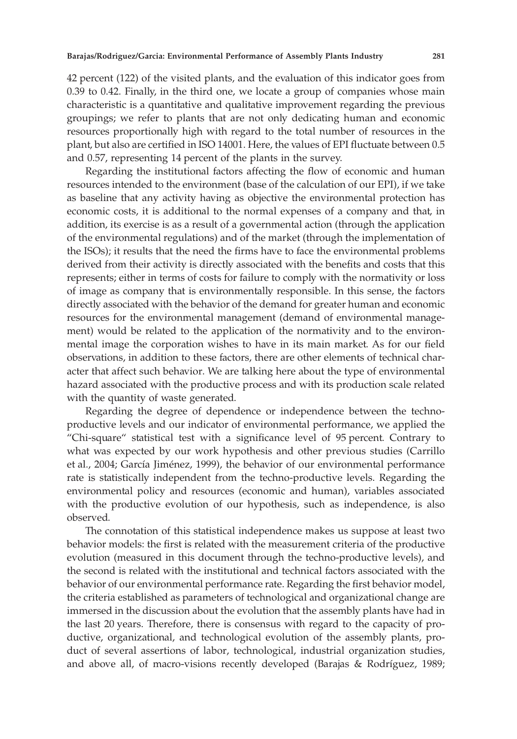42 percent (122) of the visited plants, and the evaluation of this indicator goes from 0.39 to 0.42. Finally, in the third one, we locate a group of companies whose main characteristic is a quantitative and qualitative improvement regarding the previous groupings; we refer to plants that are not only dedicating human and economic resources proportionally high with regard to the total number of resources in the plant, but also are certified in ISO 14001. Here, the values of EPI fluctuate between 0.5 and 0.57, representing 14 percent of the plants in the survey.

Regarding the institutional factors affecting the flow of economic and human resources intended to the environment (base of the calculation of our EPI), if we take as baseline that any activity having as objective the environmental protection has economic costs, it is additional to the normal expenses of a company and that, in addition, its exercise is as a result of a governmental action (through the application of the environmental regulations) and of the market (through the implementation of the ISOs); it results that the need the firms have to face the environmental problems derived from their activity is directly associated with the benefits and costs that this represents; either in terms of costs for failure to comply with the normativity or loss of image as company that is environmentally responsible. In this sense, the factors directly associated with the behavior of the demand for greater human and economic resources for the environmental management (demand of environmental management) would be related to the application of the normativity and to the environmental image the corporation wishes to have in its main market. As for our field observations, in addition to these factors, there are other elements of technical character that affect such behavior. We are talking here about the type of environmental hazard associated with the productive process and with its production scale related with the quantity of waste generated.

Regarding the degree of dependence or independence between the techno-productive levels and our indicator of environmental performance, we applied the "Chi-square" statistical test with a significance level of 95 percent. Contrary to what was expected by our work hypothesis and other previous studies (Carrillo et al., 2004; García Jiménez, 1999), the behavior of our environmental performance rate is statistically independent from the techno-productive levels. Regarding the environmental policy and resources (economic and human), variables associated with the productive evolution of our hypothesis, such as independence, is also observed.

The connotation of this statistical independence makes us suppose at least two behavior models: the first is related with the measurement criteria of the productive evolution (measured in this document through the techno-productive levels), and the second is related with the institutional and technical factors associated with the behavior of our environmental performance rate. Regarding the first behavior model, the criteria established as parameters of technological and organizational change are immersed in the discussion about the evolution that the assembly plants have had in the last 20 years. Therefore, there is consensus with regard to the capacity of productive, organizational, and technological evolution of the assembly plants, product of several assertions of labor, technological, industrial organization studies, and above all, of macro-visions recently developed (Barajas & Rodríguez, 1989;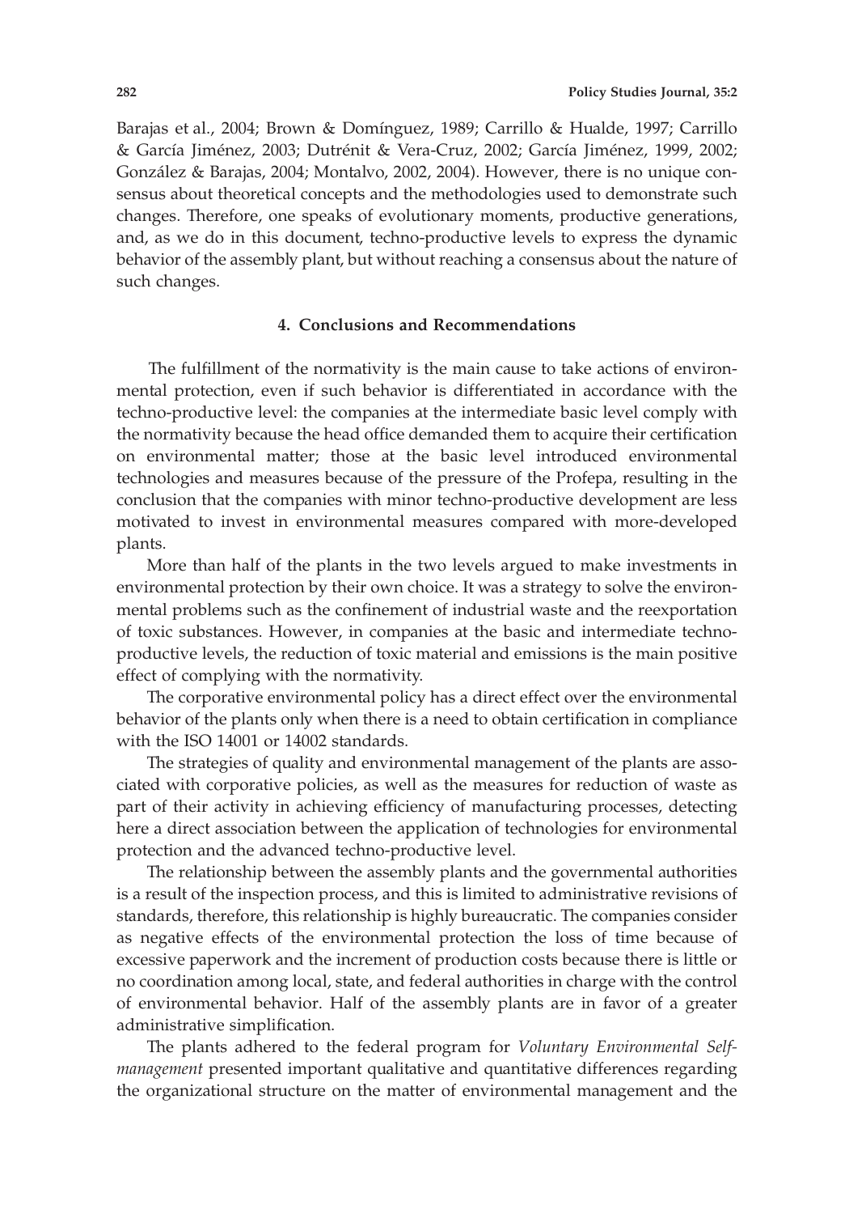Barajas et al., 2004; Brown & Domínguez, 1989; Carrillo & Hualde, 1997; Carrillo & García Jiménez, 2003; Dutrénit & Vera-Cruz, 2002; García Jiménez, 1999, 2002; González & Barajas, 2004; Montalvo, 2002, 2004). However, there is no unique consensus about theoretical concepts and the methodologies used to demonstrate such changes. Therefore, one speaks of evolutionary moments, productive generations, and, as we do in this document, techno-productive levels to express the dynamic behavior of the assembly plant, but without reaching a consensus about the nature of such changes.

## 4. Conclusions and Recommendations

The fulfillment of the normativity is the main cause to take actions of environmental protection, even if such behavior is differentiated in accordance with the techno-productive level: the companies at the intermediate basic level comply with the normativity because the head office demanded them to acquire their certification on environmental matter; those at the basic level introduced environmental technologies and measures because of the pressure of the Profepa, resulting in the conclusion that the companies with minor techno-productive development are less motivated to invest in environmental measures compared with more-developed plants.

More than half of the plants in the two levels argued to make investments in environmental protection by their own choice. It was a strategy to solve the environmental problems such as the confinement of industrial waste and the reexportation of toxic substances. However, in companies at the basic and intermediate techno-productive levels, the reduction of toxic material and emissions is the main positive effect of complying with the normativity.

The corporative environmental policy has a direct effect over the environmental behavior of the plants only when there is a need to obtain certification in compliance with the ISO 14001 or 14002 standards.

The strategies of quality and environmental management of the plants are associated with corporative policies, as well as the measures for reduction of waste as part of their activity in achieving efficiency of manufacturing processes, detecting here a direct association between the application of technologies for environmental protection and the advanced techno-productive level.

The relationship between the assembly plants and the governmental authorities is a result of the inspection process, and this is limited to administrative revisions of standards, therefore, this relationship is highly bureaucratic. The companies consider as negative effects of the environmental protection the loss of time because of excessive paperwork and the increment of production costs because there is little or no coordination among local, state, and federal authorities in charge with the control of environmental behavior. Half of the assembly plants are in favor of a greater administrative simplification.

The plants adhered to the federal program for *Voluntary Environmental Self-management* presented important qualitative and quantitative differences regarding the organizational structure on the matter of environmental management and the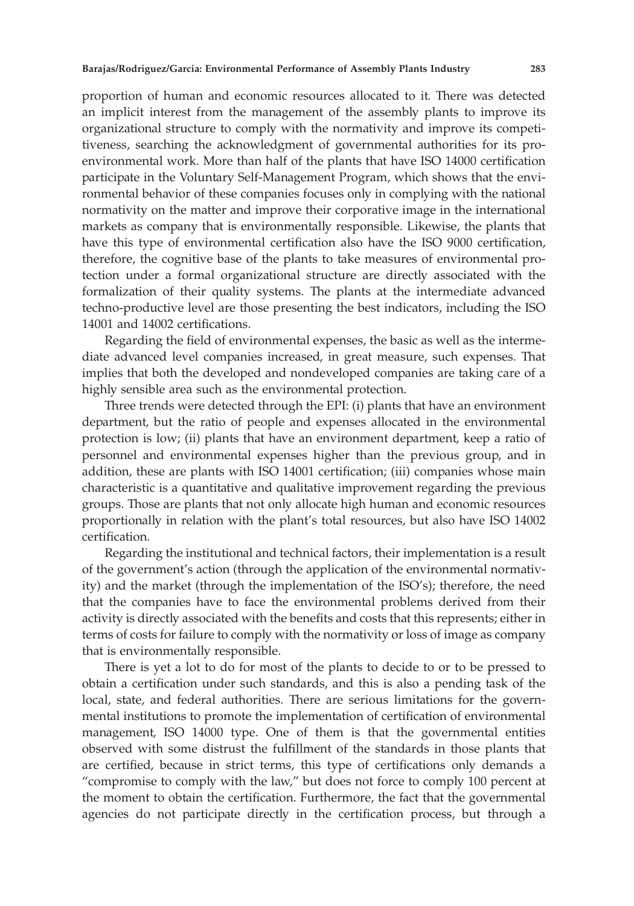proportion of human and economic resources allocated to it. There was detected an implicit interest from the management of the assembly plants to improve its organizational structure to comply with the normativity and improve its competitiveness, searching the acknowledgment of governmental authorities for its pro-environmental work. More than half of the plants that have ISO 14000 certification participate in the Voluntary Self-Management Program, which shows that the environmental behavior of these companies focuses only in complying with the national normativity on the matter and improve their corporative image in the international markets as company that is environmentally responsible. Likewise, the plants that have this type of environmental certification also have the ISO 9000 certification, therefore, the cognitive base of the plants to take measures of environmental protection under a formal organizational structure are directly associated with the formalization of their quality systems. The plants at the intermediate advanced techno-productive level are those presenting the best indicators, including the ISO 14001 and 14002 certifications.

Regarding the field of environmental expenses, the basic as well as the intermediate advanced level companies increased, in great measure, such expenses. That implies that both the developed and nondeveloped companies are taking care of a highly sensible area such as the environmental protection.

Three trends were detected through the EPI: (i) plants that have an environment department, but the ratio of people and expenses allocated in the environmental protection is low; (ii) plants that have an environment department, keep a ratio of personnel and environmental expenses higher than the previous group, and in addition, these are plants with ISO 14001 certification; (iii) companies whose main characteristic is a quantitative and qualitative improvement regarding the previous groups. Those are plants that not only allocate high human and economic resources proportionally in relation with the plant's total resources, but also have ISO 14002 certification.

Regarding the institutional and technical factors, their implementation is a result of the government's action (through the application of the environmental normativity) and the market (through the implementation of the ISO's); therefore, the need that the companies have to face the environmental problems derived from their activity is directly associated with the benefits and costs that this represents; either in terms of costs for failure to comply with the normativity or loss of image as company that is environmentally responsible.

There is yet a lot to do for most of the plants to decide to or to be pressed to obtain a certification under such standards, and this is also a pending task of the local, state, and federal authorities. There are serious limitations for the governmental institutions to promote the implementation of certification of environmental management, ISO 14000 type. One of them is that the governmental entities observed with some distrust the fulfillment of the standards in those plants that are certified, because in strict terms, this type of certifications only demands a "compromise to comply with the law," but does not force to comply 100 percent at the moment to obtain the certification. Furthermore, the fact that the governmental agencies do not participate directly in the certification process, but through a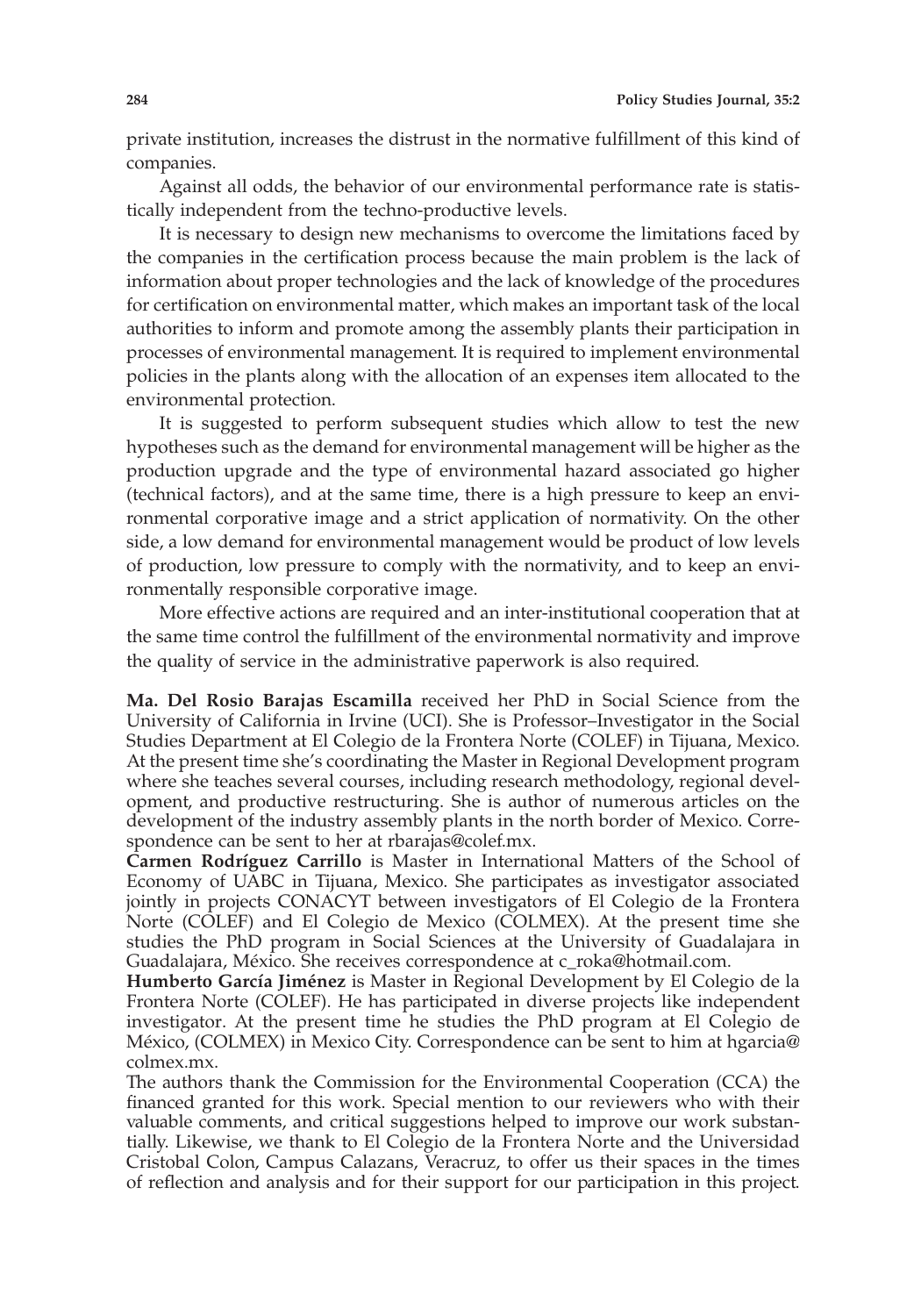private institution, increases the distrust in the normative fulfillment of this kind of companies.

Against all odds, the behavior of our environmental performance rate is statistically independent from the techno-productive levels.

It is necessary to design new mechanisms to overcome the limitations faced by the companies in the certification process because the main problem is the lack of information about proper technologies and the lack of knowledge of the procedures for certification on environmental matter, which makes an important task of the local authorities to inform and promote among the assembly plants their participation in processes of environmental management. It is required to implement environmental policies in the plants along with the allocation of an expenses item allocated to the environmental protection.

It is suggested to perform subsequent studies which allow to test the new hypotheses such as the demand for environmental management will be higher as the production upgrade and the type of environmental hazard associated go higher (technical factors), and at the same time, there is a high pressure to keep an environmental corporative image and a strict application of normativity. On the other side, a low demand for environmental management would be product of low levels of production, low pressure to comply with the normativity, and to keep an environmentally responsible corporative image.

More effective actions are required and an inter-institutional cooperation that at the same time control the fulfillment of the environmental normativity and improve the quality of service in the administrative paperwork is also required.

**Ma. Del Rosio Barajas Escamilla** received her PhD in Social Science from the University of California in Irvine (UCI). She is Professor–Investigator in the Social Studies Department at El Colegio de la Frontera Norte (COLEF) in Tijuana, Mexico. At the present time she's coordinating the Master in Regional Development program where she teaches several courses, including research methodology, regional development, and productive restructuring. She is author of numerous articles on the development of the industry assembly plants in the north border of Mexico. Correspondence can be sent to her at rbarajas@colef.mx.

**Carmen Rodríguez Carrillo** is Master in International Matters of the School of Economy of UABC in Tijuana, Mexico. She participates as investigator associated jointly in projects CONACYT between investigators of El Colegio de la Frontera Norte (COLEF) and El Colegio de Mexico (COLMEX). At the present time she studies the PhD program in Social Sciences at the University of Guadalajara in Guadalajara, México. She receives correspondence at c_roka@hotmail.com.

**Humberto García Jiménez** is Master in Regional Development by El Colegio de la Frontera Norte (COLEF). He has participated in diverse projects like independent investigator. At the present time he studies the PhD program at El Colegio de México, (COLMEX) in Mexico City. Correspondence can be sent to him at hgarcia@colmex.mx.

The authors thank the Commission for the Environmental Cooperation (CCA) the financed granted for this work. Special mention to our reviewers who with their valuable comments, and critical suggestions helped to improve our work substantially. Likewise, we thank to El Colegio de la Frontera Norte and the Universidad Cristobal Colon, Campus Calazans, Veracruz, to offer us their spaces in the times of reflection and analysis and for their support for our participation in this project.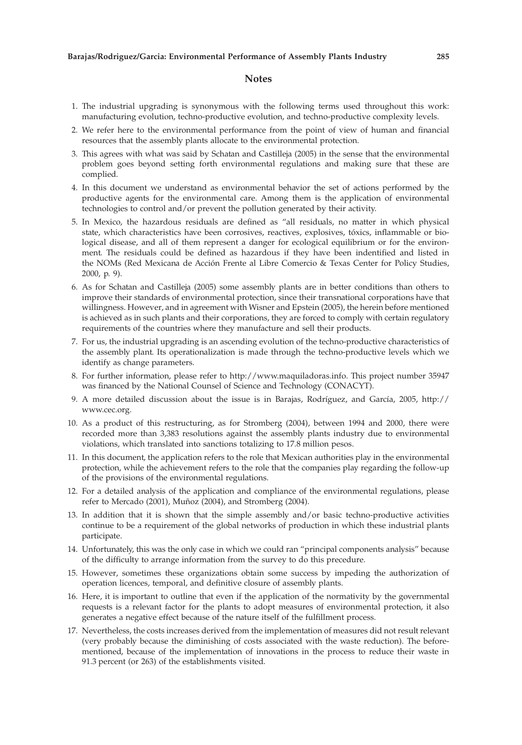## Notes

1. The industrial upgrading is synonymous with the following terms used throughout this work: manufacturing evolution, techno-productive evolution, and techno-productive complexity levels.
2. We refer here to the environmental performance from the point of view of human and financial resources that the assembly plants allocate to the environmental protection.
3. This agrees with what was said by Schatan and Castilleja (2005) in the sense that the environmental problem goes beyond setting forth environmental regulations and making sure that these are complied.
4. In this document we understand as environmental behavior the set of actions performed by the productive agents for the environmental care. Among them is the application of environmental technologies to control and/or prevent the pollution generated by their activity.
5. In Mexico, the hazardous residuals are defined as "all residuals, no matter in which physical state, which characteristics have been corrosives, reactives, explosives, tóxics, inflammable or biological disease, and all of them represent a danger for ecological equilibrium or for the environment. The residuals could be defined as hazardous if they have been indentified and listed in the NOMs (Red Mexicana de Acción Frente al Libre Comercio & Texas Center for Policy Studies, 2000, p. 9).
6. As for Schatan and Castilleja (2005) some assembly plants are in better conditions than others to improve their standards of environmental protection, since their transnational corporations have that willingness. However, and in agreement with Wisner and Epstein (2005), the herein before mentioned is achieved as in such plants and their corporations, they are forced to comply with certain regulatory requirements of the countries where they manufacture and sell their products.
7. For us, the industrial upgrading is an ascending evolution of the techno-productive characteristics of the assembly plant. Its operationalization is made through the techno-productive levels which we identify as change parameters.
8. For further information, please refer to http://www.maquiladoras.info. This project number 35947 was financed by the National Counsel of Science and Technology (CONACYT).
9. A more detailed discussion about the issue is in Barajas, Rodríguez, and García, 2005, http://www.cec.org.
10. As a product of this restructuring, as for Stromberg (2004), between 1994 and 2000, there were recorded more than 3,383 resolutions against the assembly plants industry due to environmental violations, which translated into sanctions totalizing to 17.8 million pesos.
11. In this document, the application refers to the role that Mexican authorities play in the environmental protection, while the achievement refers to the role that the companies play regarding the follow-up of the provisions of the environmental regulations.
12. For a detailed analysis of the application and compliance of the environmental regulations, please refer to Mercado (2001), Muñoz (2004), and Stromberg (2004).
13. In addition that it is shown that the simple assembly and/or basic techno-productive activities continue to be a requirement of the global networks of production in which these industrial plants participate.
14. Unfortunately, this was the only case in which we could ran "principal components analysis" because of the difficulty to arrange information from the survey to do this precedure.
15. However, sometimes these organizations obtain some success by impeding the authorization of operation licences, temporal, and definitive closure of assembly plants.
16. Here, it is important to outline that even if the application of the normativity by the governmental requests is a relevant factor for the plants to adopt measures of environmental protection, it also generates a negative effect because of the nature itself of the fulfillment process.
17. Nevertheless, the costs increases derived from the implementation of measures did not result relevant (very probably because the diminishing of costs associated with the waste reduction). The beforementioned, because of the implementation of innovations in the process to reduce their waste in 91.3 percent (or 263) of the establishments visited.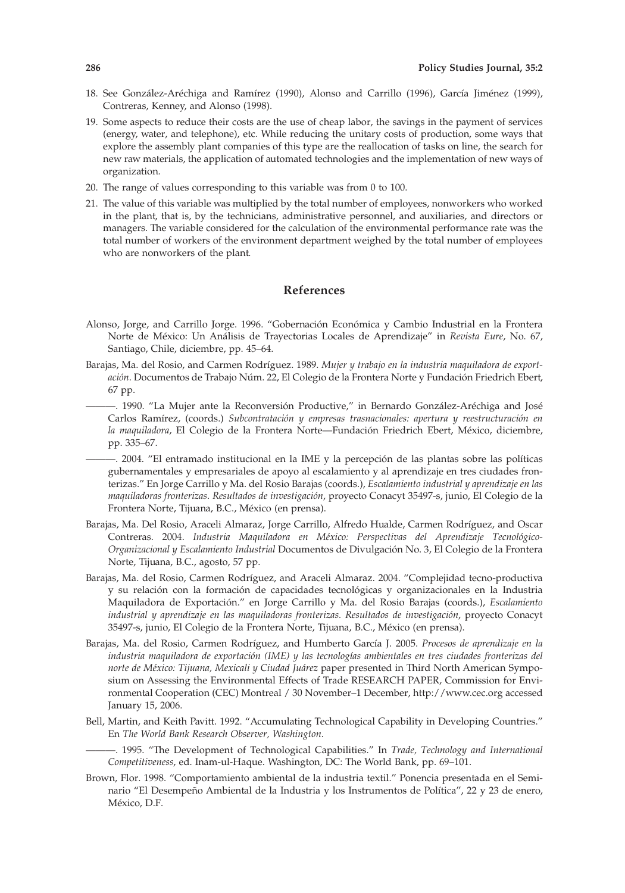18. See González-Aréchiga and Ramírez (1990), Alonso and Carrillo (1996), García Jiménez (1999), Contreras, Kenney, and Alonso (1998).
19. Some aspects to reduce their costs are the use of cheap labor, the savings in the payment of services (energy, water, and telephone), etc. While reducing the unitary costs of production, some ways that explore the assembly plant companies of this type are the reallocation of tasks on line, the search for new raw materials, the application of automated technologies and the implementation of new ways of organization.
20. The range of values corresponding to this variable was from 0 to 100.
21. The value of this variable was multiplied by the total number of employees, nonworkers who worked in the plant, that is, by the technicians, administrative personnel, and auxiliaries, and directors or managers. The variable considered for the calculation of the environmental performance rate was the total number of workers of the environment department weighed by the total number of employees who are nonworkers of the plant.

## References

Alonso, Jorge, and Carrillo Jorge. 1996. "Gobernación Económica y Cambio Industrial en la Frontera Norte de México: Un Análisis de Trayectorias Locales de Aprendizaje" in *Revista Eure*, No. 67, Santiago, Chile, diciembre, pp. 45–64.

Barajas, Ma. del Rosio, and Carmen Rodríguez. 1989. *Mujer y trabajo en la industria maquiladora de exportación*. Documentos de Trabajo Núm. 22, El Colegio de la Frontera Norte y Fundación Friedrich Ebert, 67 pp.

———. 1990. "La Mujer ante la Reconversión Productive," in Bernardo González-Aréchiga and José Carlos Ramírez, (coords.) *Subcontratación y empresas trasnacionales: apertura y reestructuración en la maquiladora*, El Colegio de la Frontera Norte—Fundación Friedrich Ebert, México, diciembre, pp. 335–67.

———. 2004. "El entramado institucional en la IME y la percepción de las plantas sobre las políticas gubernamentales y empresariales de apoyo al escalamiento y al aprendizaje en tres ciudades fronterizas." En Jorge Carrillo y Ma. del Rosio Barajas (coords.), *Escalamiento industrial y aprendizaje en las maquiladoras fronterizas. Resultados de investigación*, proyecto Conacyt 35497-s, junio, El Colegio de la Frontera Norte, Tijuana, B.C., México (en prensa).

Barajas, Ma. Del Rosio, Araceli Almaraz, Jorge Carrillo, Alfredo Hualde, Carmen Rodríguez, and Oscar Contreras. 2004. *Industria Maquiladora en México: Perspectivas del Aprendizaje Tecnológico-Organizacional y Escalamiento Industrial* Documentos de Divulgación No. 3, El Colegio de la Frontera Norte, Tijuana, B.C., agosto, 57 pp.

Barajas, Ma. del Rosio, Carmen Rodríguez, and Araceli Almaraz. 2004. "Complejidad tecno-productiva y su relación con la formación de capacidades tecnológicas y organizacionales en la Industria Maquiladora de Exportación." en Jorge Carrillo y Ma. del Rosio Barajas (coords.), *Escalamiento industrial y aprendizaje en las maquiladoras fronterizas. Resultados de investigación*, proyecto Conacyt 35497-s, junio, El Colegio de la Frontera Norte, Tijuana, B.C., México (en prensa).

Barajas, Ma. del Rosio, Carmen Rodríguez, and Humberto García J. 2005. *Procesos de aprendizaje en la industria maquiladora de exportación (IME) y las tecnologías ambientales en tres ciudades fronterizas del norte de México: Tijuana, Mexicali y Ciudad Juárez* paper presented in Third North American Symposium on Assessing the Environmental Effects of Trade RESEARCH PAPER, Commission for Environmental Cooperation (CEC) Montreal / 30 November–1 December, http://www.cec.org accessed January 15, 2006.

Bell, Martin, and Keith Pavitt. 1992. "Accumulating Technological Capability in Developing Countries." En *The World Bank Research Observer, Washington*.

———. 1995. "The Development of Technological Capabilities." In *Trade, Technology and International Competitiveness*, ed. Inam-ul-Haque. Washington, DC: The World Bank, pp. 69–101.

Brown, Flor. 1998. "Comportamiento ambiental de la industria textil." Ponencia presentada en el Seminario "El Desempeño Ambiental de la Industria y los Instrumentos de Política", 22 y 23 de enero, México, D.F.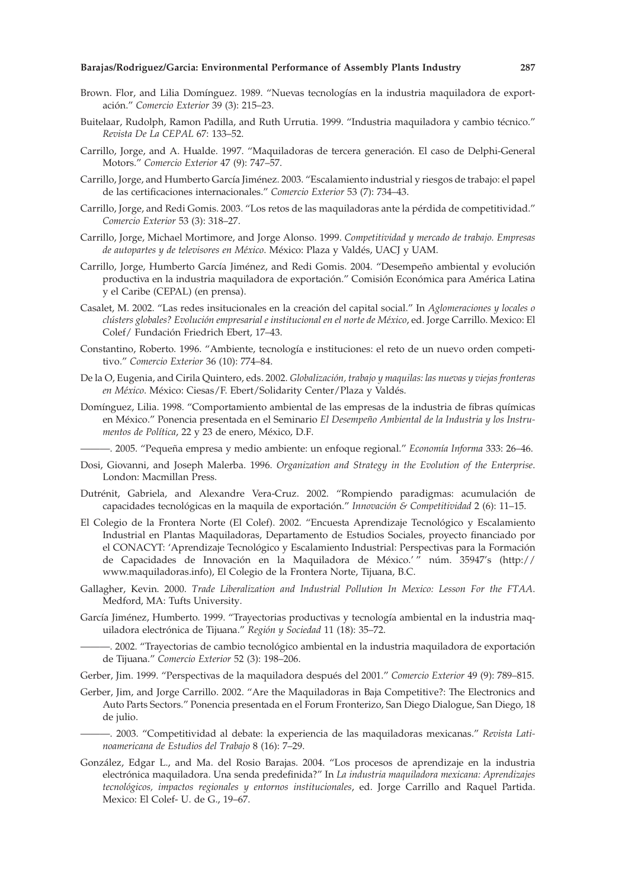Brown. Flor, and Lilia Domínguez. 1989. "Nuevas tecnologías en la industria maquiladora de exportación." *Comercio Exterior* 39 (3): 215–23.

Buitelaar, Rudolph, Ramon Padilla, and Ruth Urrutia. 1999. "Industria maquiladora y cambio técnico." *Revista De La CEPAL* 67: 133–52.

Carrillo, Jorge, and A. Hualde. 1997. "Maquiladoras de tercera generación. El caso de Delphi-General Motors." *Comercio Exterior* 47 (9): 747–57.

Carrillo, Jorge, and Humberto García Jiménez. 2003. "Escalamiento industrial y riesgos de trabajo: el papel de las certificaciones internacionales." *Comercio Exterior* 53 (7): 734–43.

Carrillo, Jorge, and Redi Gomis. 2003. "Los retos de las maquiladoras ante la pérdida de competitividad." *Comercio Exterior* 53 (3): 318–27.

Carrillo, Jorge, Michael Mortimore, and Jorge Alonso. 1999. *Competitividad y mercado de trabajo. Empresas de autopartes y de televisores en México*. México: Plaza y Valdés, UACJ y UAM.

Carrillo, Jorge, Humberto García Jiménez, and Redi Gomis. 2004. "Desempeño ambiental y evolución productiva en la industria maquiladora de exportación." Comisión Económica para América Latina y el Caribe (CEPAL) (en prensa).

Casalet, M. 2002. "Las redes insitucionales en la creación del capital social." In *Aglomeraciones y locales o clústers globales? Evolución empresarial e institucional en el norte de México*, ed. Jorge Carrillo. Mexico: El Colef/ Fundación Friedrich Ebert, 17–43.

Constantino, Roberto. 1996. "Ambiente, tecnología e instituciones: el reto de un nuevo orden competitivo." *Comercio Exterior* 36 (10): 774–84.

De la O, Eugenia, and Cirila Quintero, eds. 2002. *Globalización, trabajo y maquilas: las nuevas y viejas fronteras en México*. México: Ciesas/F. Ebert/Solidarity Center/Plaza y Valdés.

Domínguez, Lilia. 1998. "Comportamiento ambiental de las empresas de la industria de fibras químicas en México." Ponencia presentada en el Seminario *El Desempeño Ambiental de la Industria y los Instrumentos de Política*, 22 y 23 de enero, México, D.F.

———. 2005. "Pequeña empresa y medio ambiente: un enfoque regional." *Economía Informa* 333: 26–46.

Dosi, Giovanni, and Joseph Malerba. 1996. *Organization and Strategy in the Evolution of the Enterprise*. London: Macmillan Press.

Dutrénit, Gabriela, and Alexandre Vera-Cruz. 2002. "Rompiendo paradigmas: acumulación de capacidades tecnológicas en la maquila de exportación." *Innovación & Competitividad* 2 (6): 11–15.

El Colegio de la Frontera Norte (El Colef). 2002. "Encuesta Aprendizaje Tecnológico y Escalamiento Industrial en Plantas Maquiladoras, Departamento de Estudios Sociales, proyecto financiado por el CONACYT: 'Aprendizaje Tecnológico y Escalamiento Industrial: Perspectivas para la Formación de Capacidades de Innovación en la Maquiladora de México.' " núm. 35947's (http://www.maquiladoras.info), El Colegio de la Frontera Norte, Tijuana, B.C.

Gallagher, Kevin. 2000. *Trade Liberalization and Industrial Pollution In Mexico: Lesson For the FTAA*. Medford, MA: Tufts University.

García Jiménez, Humberto. 1999. "Trayectorias productivas y tecnología ambiental en la industria maquiladora electrónica de Tijuana." *Región y Sociedad* 11 (18): 35–72.

———. 2002. "Trayectorias de cambio tecnológico ambiental en la industria maquiladora de exportación de Tijuana." *Comercio Exterior* 52 (3): 198–206.

Gerber, Jim. 1999. "Perspectivas de la maquiladora después del 2001." *Comercio Exterior* 49 (9): 789–815.

Gerber, Jim, and Jorge Carrillo. 2002. "Are the Maquiladoras in Baja Competitive?: The Electronics and Auto Parts Sectors." Ponencia presentada en el Forum Fronterizo, San Diego Dialogue, San Diego, 18 de julio.

———. 2003. "Competitividad al debate: la experiencia de las maquiladoras mexicanas." *Revista Latinoamericana de Estudios del Trabajo* 8 (16): 7–29.

González, Edgar L., and Ma. del Rosio Barajas. 2004. "Los procesos de aprendizaje en la industria electrónica maquiladora. Una senda predefinida?" In *La industria maquiladora mexicana: Aprendizajes tecnológicos, impactos regionales y entornos institucionales*, ed. Jorge Carrillo and Raquel Partida. Mexico: El Colef- U. de G., 19–67.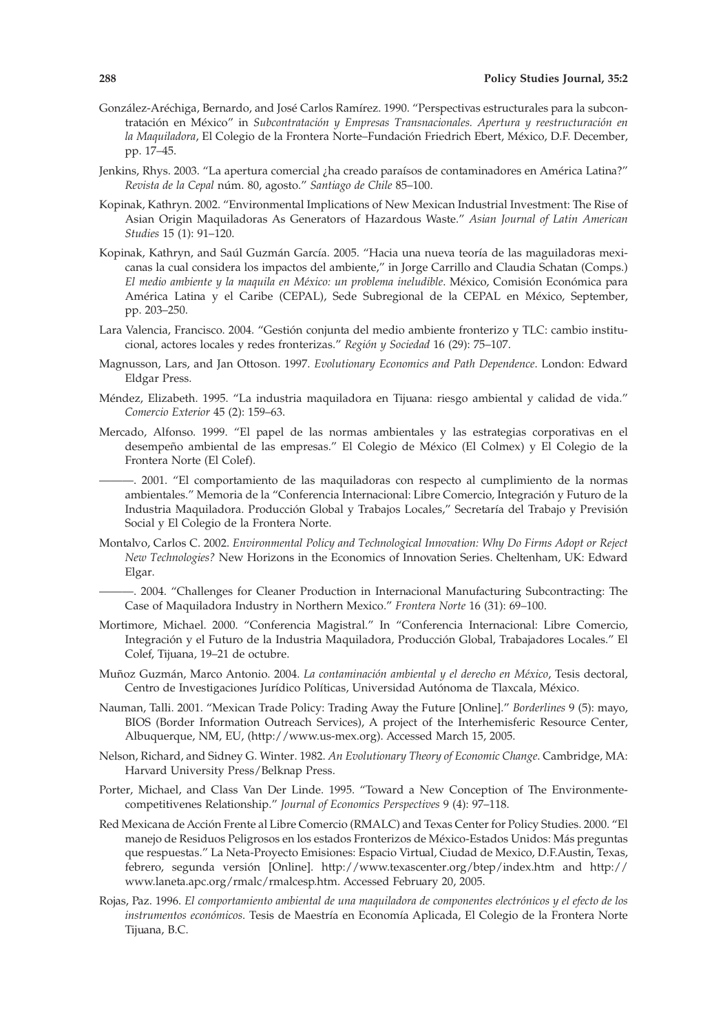González-Aréchiga, Bernardo, and José Carlos Ramírez. 1990. "Perspectivas estructurales para la subcontratación en México" in *Subcontratación y Empresas Transnacionales. Apertura y reestructuración en la Maquiladora*, El Colegio de la Frontera Norte–Fundación Friedrich Ebert, México, D.F. December, pp. 17–45.

Jenkins, Rhys. 2003. "La apertura comercial ¿ha creado paraísos de contaminadores en América Latina?" *Revista de la Cepal* núm. 80, agosto." *Santiago de Chile* 85–100.

Kopinak, Kathryn. 2002. "Environmental Implications of New Mexican Industrial Investment: The Rise of Asian Origin Maquiladoras As Generators of Hazardous Waste." *Asian Journal of Latin American Studies* 15 (1): 91–120.

Kopinak, Kathryn, and Saúl Guzmán García. 2005. "Hacia una nueva teoría de las maguiladoras mexicanas la cual considera los impactos del ambiente," in Jorge Carrillo and Claudia Schatan (Comps.) *El medio ambiente y la maquila en México: un problema ineludible*. México, Comisión Económica para América Latina y el Caribe (CEPAL), Sede Subregional de la CEPAL en México, September, pp. 203–250.

Lara Valencia, Francisco. 2004. "Gestión conjunta del medio ambiente fronterizo y TLC: cambio institucional, actores locales y redes fronterizas." *Región y Sociedad* 16 (29): 75–107.

Magnusson, Lars, and Jan Ottoson. 1997. *Evolutionary Economics and Path Dependence*. London: Edward Eldgar Press.

Méndez, Elizabeth. 1995. "La industria maquiladora en Tijuana: riesgo ambiental y calidad de vida." *Comercio Exterior* 45 (2): 159–63.

Mercado, Alfonso. 1999. "El papel de las normas ambientales y las estrategias corporativas en el desempeño ambiental de las empresas." El Colegio de México (El Colmex) y El Colegio de la Frontera Norte (El Colef).

———. 2001. "El comportamiento de las maquiladoras con respecto al cumplimiento de la normas ambientales." Memoria de la "Conferencia Internacional: Libre Comercio, Integración y Futuro de la Industria Maquiladora. Producción Global y Trabajos Locales," Secretaría del Trabajo y Previsión Social y El Colegio de la Frontera Norte.

Montalvo, Carlos C. 2002. *Environmental Policy and Technological Innovation: Why Do Firms Adopt or Reject New Technologies?* New Horizons in the Economics of Innovation Series. Cheltenham, UK: Edward Elgar.

———. 2004. "Challenges for Cleaner Production in Internacional Manufacturing Subcontracting: The Case of Maquiladora Industry in Northern Mexico." *Frontera Norte* 16 (31): 69–100.

Mortimore, Michael. 2000. "Conferencia Magistral." In "Conferencia Internacional: Libre Comercio, Integración y el Futuro de la Industria Maquiladora, Producción Global, Trabajadores Locales." El Colef, Tijuana, 19–21 de octubre.

Muñoz Guzmán, Marco Antonio. 2004. *La contaminación ambiental y el derecho en México*, Tesis dectoral, Centro de Investigaciones Jurídico Políticas, Universidad Autónoma de Tlaxcala, México.

Nauman, Talli. 2001. "Mexican Trade Policy: Trading Away the Future [Online]." *Borderlines* 9 (5): mayo, BIOS (Border Information Outreach Services), A project of the Interhemisferic Resource Center, Albuquerque, NM, EU, (http://www.us-mex.org). Accessed March 15, 2005.

Nelson, Richard, and Sidney G. Winter. 1982. *An Evolutionary Theory of Economic Change*. Cambridge, MA: Harvard University Press/Belknap Press.

Porter, Michael, and Class Van Der Linde. 1995. "Toward a New Conception of The Environmentecompetitivenes Relationship." *Journal of Economics Perspectives* 9 (4): 97–118.

Red Mexicana de Acción Frente al Libre Comercio (RMALC) and Texas Center for Policy Studies. 2000. "El manejo de Residuos Peligrosos en los estados Fronterizos de México-Estados Unidos: Más preguntas que respuestas." La Neta-Proyecto Emisiones: Espacio Virtual, Ciudad de Mexico, D.F.Austin, Texas, febrero, segunda versión [Online]. http://www.texascenter.org/btep/index.htm and http://www.laneta.apc.org/rmalc/rmalcesp.htm. Accessed February 20, 2005.

Rojas, Paz. 1996. *El comportamiento ambiental de una maquiladora de componentes electrónicos y el efecto de los instrumentos económicos*. Tesis de Maestría en Economía Aplicada, El Colegio de la Frontera Norte Tijuana, B.C.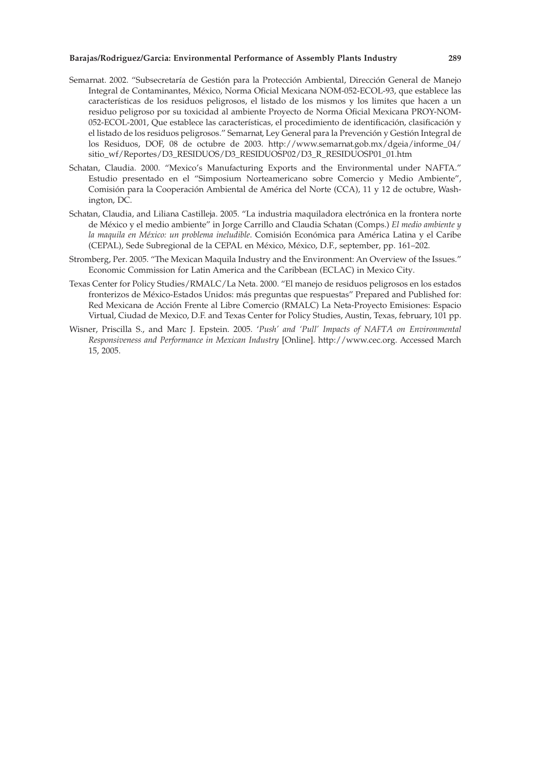Semarnat. 2002. "Subsecretaría de Gestión para la Protección Ambiental, Dirección General de Manejo Integral de Contaminantes, México, Norma Oficial Mexicana NOM-052-ECOL-93, que establece las características de los residuos peligrosos, el listado de los mismos y los limites que hacen a un residuo peligroso por su toxicidad al ambiente Proyecto de Norma Oficial Mexicana PROY-NOM-052-ECOL-2001, Que establece las características, el procedimiento de identificación, clasificación y el listado de los residuos peligrosos." Semarnat, Ley General para la Prevención y Gestión Integral de los Residuos, DOF, 08 de octubre de 2003. http://www.semarnat.gob.mx/dgeia/informe_04/sitio_wf/Reportes/D3_RESIDUOS/D3_RESIDUOSP02/D3_R_RESIDUOSP01_01.htm

Schatan, Claudia. 2000. "Mexico's Manufacturing Exports and the Environmental under NAFTA." Estudio presentado en el "Simposium Norteamericano sobre Comercio y Medio Ambiente", Comisión para la Cooperación Ambiental de América del Norte (CCA), 11 y 12 de octubre, Washington, DC.

Schatan, Claudia, and Liliana Castilleja. 2005. "La industria maquiladora electrónica en la frontera norte de México y el medio ambiente" in Jorge Carrillo and Claudia Schatan (Comps.) *El medio ambiente y la maquila en México: un problema ineludible*. Comisión Económica para América Latina y el Caribe (CEPAL), Sede Subregional de la CEPAL en México, México, D.F., september, pp. 161–202.

Stromberg, Per. 2005. "The Mexican Maquila Industry and the Environment: An Overview of the Issues." Economic Commission for Latin America and the Caribbean (ECLAC) in Mexico City.

Texas Center for Policy Studies/RMALC/La Neta. 2000. "El manejo de residuos peligrosos en los estados fronterizos de México-Estados Unidos: más preguntas que respuestas" Prepared and Published for: Red Mexicana de Acción Frente al Libre Comercio (RMALC) La Neta-Proyecto Emisiones: Espacio Virtual, Ciudad de Mexico, D.F. and Texas Center for Policy Studies, Austin, Texas, february, 101 pp.

Wisner, Priscilla S., and Marc J. Epstein. 2005. *'Push' and 'Pull' Impacts of NAFTA on Environmental Responsiveness and Performance in Mexican Industry* [Online]. http://www.cec.org. Accessed March 15, 2005.